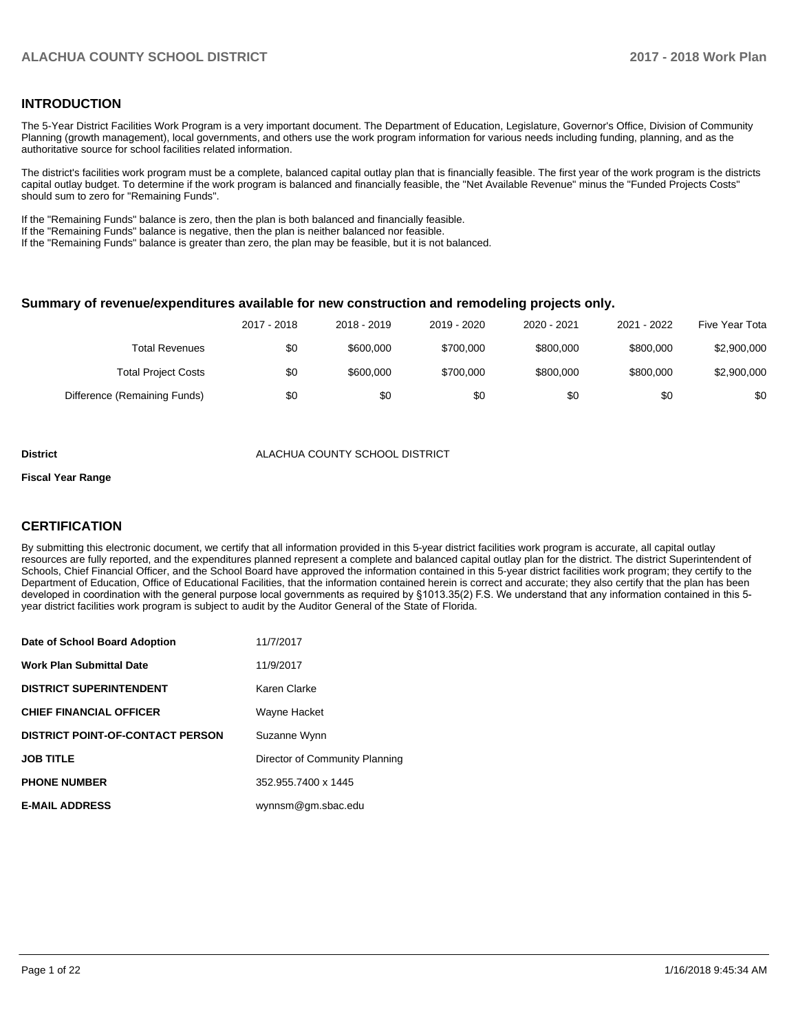## INTRODUCTION

The 5-Year District Facilities Work Program is a very important document. The Department of Education, Legislature, Governor's Office, Division of Community Planning (growth management), local governments, and others use the work program information for various needs including funding, planning, and as the authoritative source for school facilities related information.

The district's facilities work program must be a complete, balanced capital outlay plan that is financially feasible. The first year of the work program is the districts capital outlay budget. To determine if the work program is balanced and financially feasible, the "Net Available Revenue" minus the "Funded Projects Costs" should sum to zero for "Remaining Funds".

If the "Remaining Funds" balance is zero, then the plan is both balanced and financially feasible.
If the "Remaining Funds" balance is negative, then the plan is neither balanced nor feasible.
If the "Remaining Funds" balance is greater than zero, the plan may be feasible, but it is not balanced.

### Summary of revenue/expenditures available for new construction and remodeling projects only.

| | 2017 - 2018 | 2018 - 2019 | 2019 - 2020 | 2020 - 2021 | 2021 - 2022 | Five Year Tota |
|---|---|---|---|---|---|---|
| Total Revenues | $0 | $600,000 | $700,000 | $800,000 | $800,000 | $2,900,000 |
| Total Project Costs | $0 | $600,000 | $700,000 | $800,000 | $800,000 | $2,900,000 |
| Difference (Remaining Funds) | $0 | $0 | $0 | $0 | $0 | $0 |

**District** ALACHUA COUNTY SCHOOL DISTRICT

**Fiscal Year Range**

## CERTIFICATION

By submitting this electronic document, we certify that all information provided in this 5-year district facilities work program is accurate, all capital outlay resources are fully reported, and the expenditures planned represent a complete and balanced capital outlay plan for the district. The district Superintendent of Schools, Chief Financial Officer, and the School Board have approved the information contained in this 5-year district facilities work program; they certify to the Department of Education, Office of Educational Facilities, that the information contained herein is correct and accurate; they also certify that the plan has been developed in coordination with the general purpose local governments as required by §1013.35(2) F.S. We understand that any information contained in this 5-year district facilities work program is subject to audit by the Auditor General of the State of Florida.

| | |
|---|---|
| **Date of School Board Adoption** | 11/7/2017 |
| **Work Plan Submittal Date** | 11/9/2017 |
| **DISTRICT SUPERINTENDENT** | Karen Clarke |
| **CHIEF FINANCIAL OFFICER** | Wayne Hacket |
| **DISTRICT POINT-OF-CONTACT PERSON** | Suzanne Wynn |
| **JOB TITLE** | Director of Community Planning |
| **PHONE NUMBER** | 352.955.7400 x 1445 |
| **E-MAIL ADDRESS** | wynnsm@gm.sbac.edu |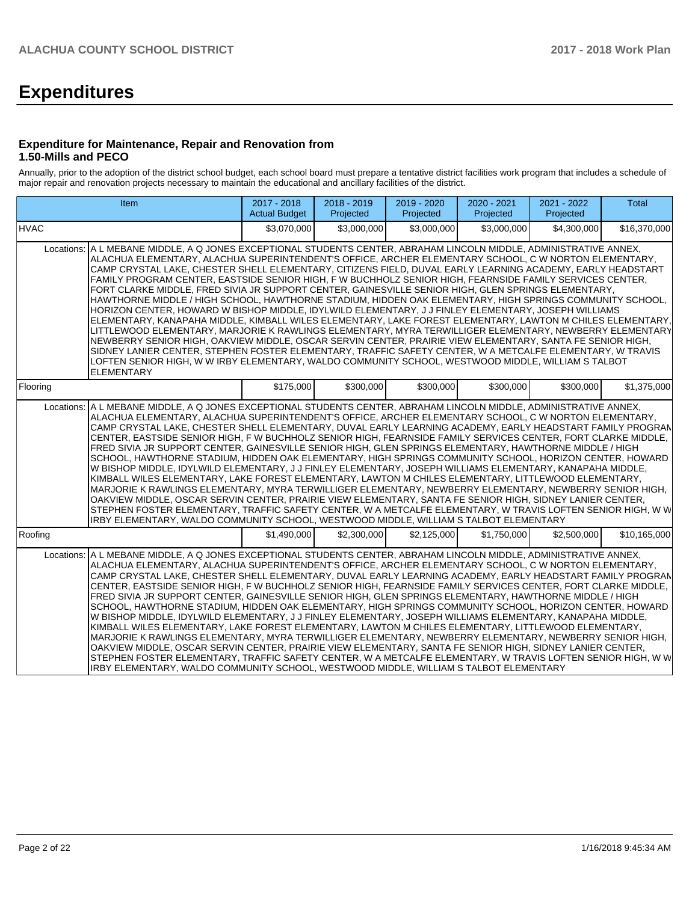# Expenditures

### Expenditure for Maintenance, Repair and Renovation from 1.50-Mills and PECO

Annually, prior to the adoption of the district school budget, each school board must prepare a tentative district facilities work program that includes a schedule of major repair and renovation projects necessary to maintain the educational and ancillary facilities of the district.

| Item | | 2017 - 2018 Actual Budget | 2018 - 2019 Projected | 2019 - 2020 Projected | 2020 - 2021 Projected | 2021 - 2022 Projected | Total |
|---|---|---|---|---|---|---|---|
| HVAC | | $3,070,000 | $3,000,000 | $3,000,000 | $3,000,000 | $4,300,000 | $16,370,000 |
| Locations: | A L MEBANE MIDDLE, A Q JONES EXCEPTIONAL STUDENTS CENTER, ABRAHAM LINCOLN MIDDLE, ADMINISTRATIVE ANNEX, ALACHUA ELEMENTARY, ALACHUA SUPERINTENDENT'S OFFICE, ARCHER ELEMENTARY SCHOOL, C W NORTON ELEMENTARY, CAMP CRYSTAL LAKE, CHESTER SHELL ELEMENTARY, CITIZENS FIELD, DUVAL EARLY LEARNING ACADEMY, EARLY HEADSTART FAMILY PROGRAM CENTER, EASTSIDE SENIOR HIGH, F W BUCHHOLZ SENIOR HIGH, FEARNSIDE FAMILY SERVICES CENTER, FORT CLARKE MIDDLE, FRED SIVIA JR SUPPORT CENTER, GAINESVILLE SENIOR HIGH, GLEN SPRINGS ELEMENTARY, HAWTHORNE MIDDLE / HIGH SCHOOL, HAWTHORNE STADIUM, HIDDEN OAK ELEMENTARY, HIGH SPRINGS COMMUNITY SCHOOL, HORIZON CENTER, HOWARD W BISHOP MIDDLE, IDYLWILD ELEMENTARY, J J FINLEY ELEMENTARY, JOSEPH WILLIAMS ELEMENTARY, KANAPAHA MIDDLE, KIMBALL WILES ELEMENTARY, LAKE FOREST ELEMENTARY, LAWTON M CHILES ELEMENTARY, LITTLEWOOD ELEMENTARY, MARJORIE K RAWLINGS ELEMENTARY, MYRA TERWILLIGER ELEMENTARY, NEWBERRY ELEMENTARY, NEWBERRY SENIOR HIGH, OAKVIEW MIDDLE, OSCAR SERVIN CENTER, PRAIRIE VIEW ELEMENTARY, SANTA FE SENIOR HIGH, SIDNEY LANIER CENTER, STEPHEN FOSTER ELEMENTARY, TRAFFIC SAFETY CENTER, W A METCALFE ELEMENTARY, W TRAVIS LOFTEN SENIOR HIGH, W W IRBY ELEMENTARY, WALDO COMMUNITY SCHOOL, WESTWOOD MIDDLE, WILLIAM S TALBOT ELEMENTARY | | | | | | |
| Flooring | | $175,000 | $300,000 | $300,000 | $300,000 | $300,000 | $1,375,000 |
| Locations: | A L MEBANE MIDDLE, A Q JONES EXCEPTIONAL STUDENTS CENTER, ABRAHAM LINCOLN MIDDLE, ADMINISTRATIVE ANNEX, ALACHUA ELEMENTARY, ALACHUA SUPERINTENDENT'S OFFICE, ARCHER ELEMENTARY SCHOOL, C W NORTON ELEMENTARY, CAMP CRYSTAL LAKE, CHESTER SHELL ELEMENTARY, DUVAL EARLY LEARNING ACADEMY, EARLY HEADSTART FAMILY PROGRAM CENTER, EASTSIDE SENIOR HIGH, F W BUCHHOLZ SENIOR HIGH, FEARNSIDE FAMILY SERVICES CENTER, FORT CLARKE MIDDLE, FRED SIVIA JR SUPPORT CENTER, GAINESVILLE SENIOR HIGH, GLEN SPRINGS ELEMENTARY, HAWTHORNE MIDDLE / HIGH SCHOOL, HAWTHORNE STADIUM, HIDDEN OAK ELEMENTARY, HIGH SPRINGS COMMUNITY SCHOOL, HORIZON CENTER, HOWARD W BISHOP MIDDLE, IDYLWILD ELEMENTARY, J J FINLEY ELEMENTARY, JOSEPH WILLIAMS ELEMENTARY, KANAPAHA MIDDLE, KIMBALL WILES ELEMENTARY, LAKE FOREST ELEMENTARY, LAWTON M CHILES ELEMENTARY, LITTLEWOOD ELEMENTARY, MARJORIE K RAWLINGS ELEMENTARY, MYRA TERWILLIGER ELEMENTARY, NEWBERRY ELEMENTARY, NEWBERRY SENIOR HIGH, OAKVIEW MIDDLE, OSCAR SERVIN CENTER, PRAIRIE VIEW ELEMENTARY, SANTA FE SENIOR HIGH, SIDNEY LANIER CENTER, STEPHEN FOSTER ELEMENTARY, TRAFFIC SAFETY CENTER, W A METCALFE ELEMENTARY, W TRAVIS LOFTEN SENIOR HIGH, W W IRBY ELEMENTARY, WALDO COMMUNITY SCHOOL, WESTWOOD MIDDLE, WILLIAM S TALBOT ELEMENTARY | | | | | | |
| Roofing | | $1,490,000 | $2,300,000 | $2,125,000 | $1,750,000 | $2,500,000 | $10,165,000 |
| Locations: | A L MEBANE MIDDLE, A Q JONES EXCEPTIONAL STUDENTS CENTER, ABRAHAM LINCOLN MIDDLE, ADMINISTRATIVE ANNEX, ALACHUA ELEMENTARY, ALACHUA SUPERINTENDENT'S OFFICE, ARCHER ELEMENTARY SCHOOL, C W NORTON ELEMENTARY, CAMP CRYSTAL LAKE, CHESTER SHELL ELEMENTARY, DUVAL EARLY LEARNING ACADEMY, EARLY HEADSTART FAMILY PROGRAM CENTER, EASTSIDE SENIOR HIGH, F W BUCHHOLZ SENIOR HIGH, FEARNSIDE FAMILY SERVICES CENTER, FORT CLARKE MIDDLE, FRED SIVIA JR SUPPORT CENTER, GAINESVILLE SENIOR HIGH, GLEN SPRINGS ELEMENTARY, HAWTHORNE MIDDLE / HIGH SCHOOL, HAWTHORNE STADIUM, HIDDEN OAK ELEMENTARY, HIGH SPRINGS COMMUNITY SCHOOL, HORIZON CENTER, HOWARD W BISHOP MIDDLE, IDYLWILD ELEMENTARY, J J FINLEY ELEMENTARY, JOSEPH WILLIAMS ELEMENTARY, KANAPAHA MIDDLE, KIMBALL WILES ELEMENTARY, LAKE FOREST ELEMENTARY, LAWTON M CHILES ELEMENTARY, LITTLEWOOD ELEMENTARY, MARJORIE K RAWLINGS ELEMENTARY, MYRA TERWILLIGER ELEMENTARY, NEWBERRY ELEMENTARY, NEWBERRY SENIOR HIGH, OAKVIEW MIDDLE, OSCAR SERVIN CENTER, PRAIRIE VIEW ELEMENTARY, SANTA FE SENIOR HIGH, SIDNEY LANIER CENTER, STEPHEN FOSTER ELEMENTARY, TRAFFIC SAFETY CENTER, W A METCALFE ELEMENTARY, W TRAVIS LOFTEN SENIOR HIGH, W W IRBY ELEMENTARY, WALDO COMMUNITY SCHOOL, WESTWOOD MIDDLE, WILLIAM S TALBOT ELEMENTARY | | | | | | |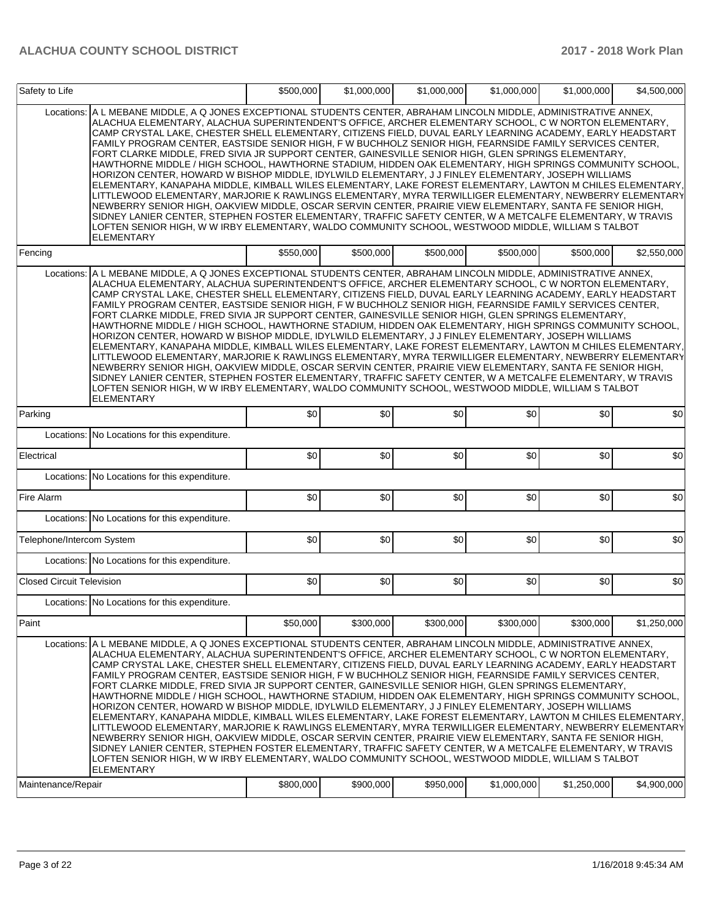| Item | | | | | | | |
|---|---|---|---|---|---|---|---|
| Safety to Life | | $500,000 | $1,000,000 | $1,000,000 | $1,000,000 | $1,000,000 | $4,500,000 |
| Locations: | A L MEBANE MIDDLE, A Q JONES EXCEPTIONAL STUDENTS CENTER, ABRAHAM LINCOLN MIDDLE, ADMINISTRATIVE ANNEX, ALACHUA ELEMENTARY, ALACHUA SUPERINTENDENT'S OFFICE, ARCHER ELEMENTARY SCHOOL, C W NORTON ELEMENTARY, CAMP CRYSTAL LAKE, CHESTER SHELL ELEMENTARY, CITIZENS FIELD, DUVAL EARLY LEARNING ACADEMY, EARLY HEADSTART FAMILY PROGRAM CENTER, EASTSIDE SENIOR HIGH, F W BUCHHOLZ SENIOR HIGH, FEARNSIDE FAMILY SERVICES CENTER, FORT CLARKE MIDDLE, FRED SIVIA JR SUPPORT CENTER, GAINESVILLE SENIOR HIGH, GLEN SPRINGS ELEMENTARY, HAWTHORNE MIDDLE / HIGH SCHOOL, HAWTHORNE STADIUM, HIDDEN OAK ELEMENTARY, HIGH SPRINGS COMMUNITY SCHOOL, HORIZON CENTER, HOWARD W BISHOP MIDDLE, IDYLWILD ELEMENTARY, J J FINLEY ELEMENTARY, JOSEPH WILLIAMS ELEMENTARY, KANAPAHA MIDDLE, KIMBALL WILES ELEMENTARY, LAKE FOREST ELEMENTARY, LAWTON M CHILES ELEMENTARY, LITTLEWOOD ELEMENTARY, MARJORIE K RAWLINGS ELEMENTARY, MYRA TERWILLIGER ELEMENTARY, NEWBERRY ELEMENTARY, NEWBERRY SENIOR HIGH, OAKVIEW MIDDLE, OSCAR SERVIN CENTER, PRAIRIE VIEW ELEMENTARY, SANTA FE SENIOR HIGH, SIDNEY LANIER CENTER, STEPHEN FOSTER ELEMENTARY, TRAFFIC SAFETY CENTER, W A METCALFE ELEMENTARY, W TRAVIS LOFTEN SENIOR HIGH, W W IRBY ELEMENTARY, WALDO COMMUNITY SCHOOL, WESTWOOD MIDDLE, WILLIAM S TALBOT ELEMENTARY | | | | | | |
| Fencing | | $550,000 | $500,000 | $500,000 | $500,000 | $500,000 | $2,550,000 |
| Locations: | A L MEBANE MIDDLE, A Q JONES EXCEPTIONAL STUDENTS CENTER, ABRAHAM LINCOLN MIDDLE, ADMINISTRATIVE ANNEX, ALACHUA ELEMENTARY, ALACHUA SUPERINTENDENT'S OFFICE, ARCHER ELEMENTARY SCHOOL, C W NORTON ELEMENTARY, CAMP CRYSTAL LAKE, CHESTER SHELL ELEMENTARY, CITIZENS FIELD, DUVAL EARLY LEARNING ACADEMY, EARLY HEADSTART FAMILY PROGRAM CENTER, EASTSIDE SENIOR HIGH, F W BUCHHOLZ SENIOR HIGH, FEARNSIDE FAMILY SERVICES CENTER, FORT CLARKE MIDDLE, FRED SIVIA JR SUPPORT CENTER, GAINESVILLE SENIOR HIGH, GLEN SPRINGS ELEMENTARY, HAWTHORNE MIDDLE / HIGH SCHOOL, HAWTHORNE STADIUM, HIDDEN OAK ELEMENTARY, HIGH SPRINGS COMMUNITY SCHOOL, HORIZON CENTER, HOWARD W BISHOP MIDDLE, IDYLWILD ELEMENTARY, J J FINLEY ELEMENTARY, JOSEPH WILLIAMS ELEMENTARY, KANAPAHA MIDDLE, KIMBALL WILES ELEMENTARY, LAKE FOREST ELEMENTARY, LAWTON M CHILES ELEMENTARY, LITTLEWOOD ELEMENTARY, MARJORIE K RAWLINGS ELEMENTARY, MYRA TERWILLIGER ELEMENTARY, NEWBERRY ELEMENTARY, NEWBERRY SENIOR HIGH, OAKVIEW MIDDLE, OSCAR SERVIN CENTER, PRAIRIE VIEW ELEMENTARY, SANTA FE SENIOR HIGH, SIDNEY LANIER CENTER, STEPHEN FOSTER ELEMENTARY, TRAFFIC SAFETY CENTER, W A METCALFE ELEMENTARY, W TRAVIS LOFTEN SENIOR HIGH, W W IRBY ELEMENTARY, WALDO COMMUNITY SCHOOL, WESTWOOD MIDDLE, WILLIAM S TALBOT ELEMENTARY | | | | | | |
| Parking | | $0 | $0 | $0 | $0 | $0 | $0 |
| Locations: | No Locations for this expenditure. | | | | | | |
| Electrical | | $0 | $0 | $0 | $0 | $0 | $0 |
| Locations: | No Locations for this expenditure. | | | | | | |
| Fire Alarm | | $0 | $0 | $0 | $0 | $0 | $0 |
| Locations: | No Locations for this expenditure. | | | | | | |
| Telephone/Intercom System | | $0 | $0 | $0 | $0 | $0 | $0 |
| Locations: | No Locations for this expenditure. | | | | | | |
| Closed Circuit Television | | $0 | $0 | $0 | $0 | $0 | $0 |
| Locations: | No Locations for this expenditure. | | | | | | |
| Paint | | $50,000 | $300,000 | $300,000 | $300,000 | $300,000 | $1,250,000 |
| Locations: | A L MEBANE MIDDLE, A Q JONES EXCEPTIONAL STUDENTS CENTER, ABRAHAM LINCOLN MIDDLE, ADMINISTRATIVE ANNEX, ALACHUA ELEMENTARY, ALACHUA SUPERINTENDENT'S OFFICE, ARCHER ELEMENTARY SCHOOL, C W NORTON ELEMENTARY, CAMP CRYSTAL LAKE, CHESTER SHELL ELEMENTARY, CITIZENS FIELD, DUVAL EARLY LEARNING ACADEMY, EARLY HEADSTART FAMILY PROGRAM CENTER, EASTSIDE SENIOR HIGH, F W BUCHHOLZ SENIOR HIGH, FEARNSIDE FAMILY SERVICES CENTER, FORT CLARKE MIDDLE, FRED SIVIA JR SUPPORT CENTER, GAINESVILLE SENIOR HIGH, GLEN SPRINGS ELEMENTARY, HAWTHORNE MIDDLE / HIGH SCHOOL, HAWTHORNE STADIUM, HIDDEN OAK ELEMENTARY, HIGH SPRINGS COMMUNITY SCHOOL, HORIZON CENTER, HOWARD W BISHOP MIDDLE, IDYLWILD ELEMENTARY, J J FINLEY ELEMENTARY, JOSEPH WILLIAMS ELEMENTARY, KANAPAHA MIDDLE, KIMBALL WILES ELEMENTARY, LAKE FOREST ELEMENTARY, LAWTON M CHILES ELEMENTARY, LITTLEWOOD ELEMENTARY, MARJORIE K RAWLINGS ELEMENTARY, MYRA TERWILLIGER ELEMENTARY, NEWBERRY ELEMENTARY, NEWBERRY SENIOR HIGH, OAKVIEW MIDDLE, OSCAR SERVIN CENTER, PRAIRIE VIEW ELEMENTARY, SANTA FE SENIOR HIGH, SIDNEY LANIER CENTER, STEPHEN FOSTER ELEMENTARY, TRAFFIC SAFETY CENTER, W A METCALFE ELEMENTARY, W TRAVIS LOFTEN SENIOR HIGH, W W IRBY ELEMENTARY, WALDO COMMUNITY SCHOOL, WESTWOOD MIDDLE, WILLIAM S TALBOT ELEMENTARY | | | | | | |
| Maintenance/Repair | | $800,000 | $900,000 | $950,000 | $1,000,000 | $1,250,000 | $4,900,000 |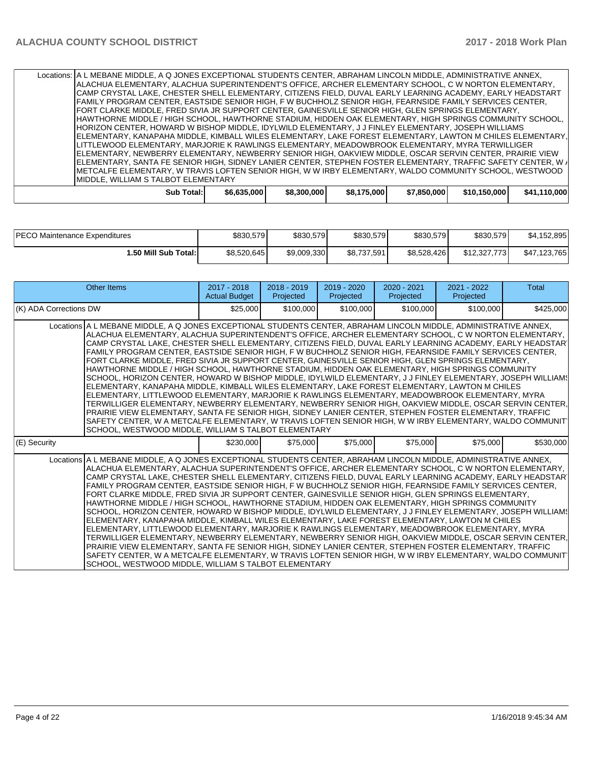| | | | | | | |
|---|---|---|---|---|---|---|
| Locations: | A L MEBANE MIDDLE, A Q JONES EXCEPTIONAL STUDENTS CENTER, ABRAHAM LINCOLN MIDDLE, ADMINISTRATIVE ANNEX, ALACHUA ELEMENTARY, ALACHUA SUPERINTENDENT'S OFFICE, ARCHER ELEMENTARY SCHOOL, C W NORTON ELEMENTARY, CAMP CRYSTAL LAKE, CHESTER SHELL ELEMENTARY, CITIZENS FIELD, DUVAL EARLY LEARNING ACADEMY, EARLY HEADSTART FAMILY PROGRAM CENTER, EASTSIDE SENIOR HIGH, F W BUCHHOLZ SENIOR HIGH, FEARNSIDE FAMILY SERVICES CENTER, FORT CLARKE MIDDLE, FRED SIVIA JR SUPPORT CENTER, GAINESVILLE SENIOR HIGH, GLEN SPRINGS ELEMENTARY, HAWTHORNE MIDDLE / HIGH SCHOOL, HAWTHORNE STADIUM, HIDDEN OAK ELEMENTARY, HIGH SPRINGS COMMUNITY SCHOOL, HORIZON CENTER, HOWARD W BISHOP MIDDLE, IDYLWILD ELEMENTARY, J J FINLEY ELEMENTARY, JOSEPH WILLIAMS ELEMENTARY, KANAPAHA MIDDLE, KIMBALL WILES ELEMENTARY, LAKE FOREST ELEMENTARY, LAWTON M CHILES ELEMENTARY, LITTLEWOOD ELEMENTARY, MARJORIE K RAWLINGS ELEMENTARY, MEADOWBROOK ELEMENTARY, MYRA TERWILLIGER ELEMENTARY, NEWBERRY ELEMENTARY, NEWBERRY SENIOR HIGH, OAKVIEW MIDDLE, OSCAR SERVIN CENTER, PRAIRIE VIEW ELEMENTARY, SANTA FE SENIOR HIGH, SIDNEY LANIER CENTER, STEPHEN FOSTER ELEMENTARY, TRAFFIC SAFETY CENTER, W A METCALFE ELEMENTARY, W TRAVIS LOFTEN SENIOR HIGH, W W IRBY ELEMENTARY, WALDO COMMUNITY SCHOOL, WESTWOOD MIDDLE, WILLIAM S TALBOT ELEMENTARY | | | | | |
| **Sub Total:** | $6,635,000 | $8,300,000 | $8,175,000 | $7,850,000 | $10,150,000 | $41,110,000 |

| | | | | | | |
|---|---|---|---|---|---|---|
| PECO Maintenance Expenditures | $830,579 | $830,579 | $830,579 | $830,579 | $830,579 | $4,152,895 |
| **1.50 Mill Sub Total:** | $8,520,645 | $9,009,330 | $8,737,591 | $8,528,426 | $12,327,773 | $47,123,765 |

| Other Items | 2017 - 2018 Actual Budget | 2018 - 2019 Projected | 2019 - 2020 Projected | 2020 - 2021 Projected | 2021 - 2022 Projected | Total |
|---|---|---|---|---|---|---|
| (K) ADA Corrections DW | $25,000 | $100,000 | $100,000 | $100,000 | $100,000 | $425,000 |
| Locations | A L MEBANE MIDDLE, A Q JONES EXCEPTIONAL STUDENTS CENTER, ABRAHAM LINCOLN MIDDLE, ADMINISTRATIVE ANNEX, ALACHUA ELEMENTARY, ALACHUA SUPERINTENDENT'S OFFICE, ARCHER ELEMENTARY SCHOOL, C W NORTON ELEMENTARY, CAMP CRYSTAL LAKE, CHESTER SHELL ELEMENTARY, CITIZENS FIELD, DUVAL EARLY LEARNING ACADEMY, EARLY HEADSTART FAMILY PROGRAM CENTER, EASTSIDE SENIOR HIGH, F W BUCHHOLZ SENIOR HIGH, FEARNSIDE FAMILY SERVICES CENTER, FORT CLARKE MIDDLE, FRED SIVIA JR SUPPORT CENTER, GAINESVILLE SENIOR HIGH, GLEN SPRINGS ELEMENTARY, HAWTHORNE MIDDLE / HIGH SCHOOL, HAWTHORNE STADIUM, HIDDEN OAK ELEMENTARY, HIGH SPRINGS COMMUNITY SCHOOL, HORIZON CENTER, HOWARD W BISHOP MIDDLE, IDYLWILD ELEMENTARY, J J FINLEY ELEMENTARY, JOSEPH WILLIAMS ELEMENTARY, KANAPAHA MIDDLE, KIMBALL WILES ELEMENTARY, LAKE FOREST ELEMENTARY, LAWTON M CHILES ELEMENTARY, LITTLEWOOD ELEMENTARY, MARJORIE K RAWLINGS ELEMENTARY, MEADOWBROOK ELEMENTARY, MYRA TERWILLIGER ELEMENTARY, NEWBERRY ELEMENTARY, NEWBERRY SENIOR HIGH, OAKVIEW MIDDLE, OSCAR SERVIN CENTER, PRAIRIE VIEW ELEMENTARY, SANTA FE SENIOR HIGH, SIDNEY LANIER CENTER, STEPHEN FOSTER ELEMENTARY, TRAFFIC SAFETY CENTER, W A METCALFE ELEMENTARY, W TRAVIS LOFTEN SENIOR HIGH, W W IRBY ELEMENTARY, WALDO COMMUNITY SCHOOL, WESTWOOD MIDDLE, WILLIAM S TALBOT ELEMENTARY | | | | | |
| (E) Security | $230,000 | $75,000 | $75,000 | $75,000 | $75,000 | $530,000 |
| Locations | A L MEBANE MIDDLE, A Q JONES EXCEPTIONAL STUDENTS CENTER, ABRAHAM LINCOLN MIDDLE, ADMINISTRATIVE ANNEX, ALACHUA ELEMENTARY, ALACHUA SUPERINTENDENT'S OFFICE, ARCHER ELEMENTARY SCHOOL, C W NORTON ELEMENTARY, CAMP CRYSTAL LAKE, CHESTER SHELL ELEMENTARY, CITIZENS FIELD, DUVAL EARLY LEARNING ACADEMY, EARLY HEADSTART FAMILY PROGRAM CENTER, EASTSIDE SENIOR HIGH, F W BUCHHOLZ SENIOR HIGH, FEARNSIDE FAMILY SERVICES CENTER, FORT CLARKE MIDDLE, FRED SIVIA JR SUPPORT CENTER, GAINESVILLE SENIOR HIGH, GLEN SPRINGS ELEMENTARY, HAWTHORNE MIDDLE / HIGH SCHOOL, HAWTHORNE STADIUM, HIDDEN OAK ELEMENTARY, HIGH SPRINGS COMMUNITY SCHOOL, HORIZON CENTER, HOWARD W BISHOP MIDDLE, IDYLWILD ELEMENTARY, J J FINLEY ELEMENTARY, JOSEPH WILLIAMS ELEMENTARY, KANAPAHA MIDDLE, KIMBALL WILES ELEMENTARY, LAKE FOREST ELEMENTARY, LAWTON M CHILES ELEMENTARY, LITTLEWOOD ELEMENTARY, MARJORIE K RAWLINGS ELEMENTARY, MEADOWBROOK ELEMENTARY, MYRA TERWILLIGER ELEMENTARY, NEWBERRY ELEMENTARY, NEWBERRY SENIOR HIGH, OAKVIEW MIDDLE, OSCAR SERVIN CENTER, PRAIRIE VIEW ELEMENTARY, SANTA FE SENIOR HIGH, SIDNEY LANIER CENTER, STEPHEN FOSTER ELEMENTARY, TRAFFIC SAFETY CENTER, W A METCALFE ELEMENTARY, W TRAVIS LOFTEN SENIOR HIGH, W W IRBY ELEMENTARY, WALDO COMMUNITY SCHOOL, WESTWOOD MIDDLE, WILLIAM S TALBOT ELEMENTARY | | | | | |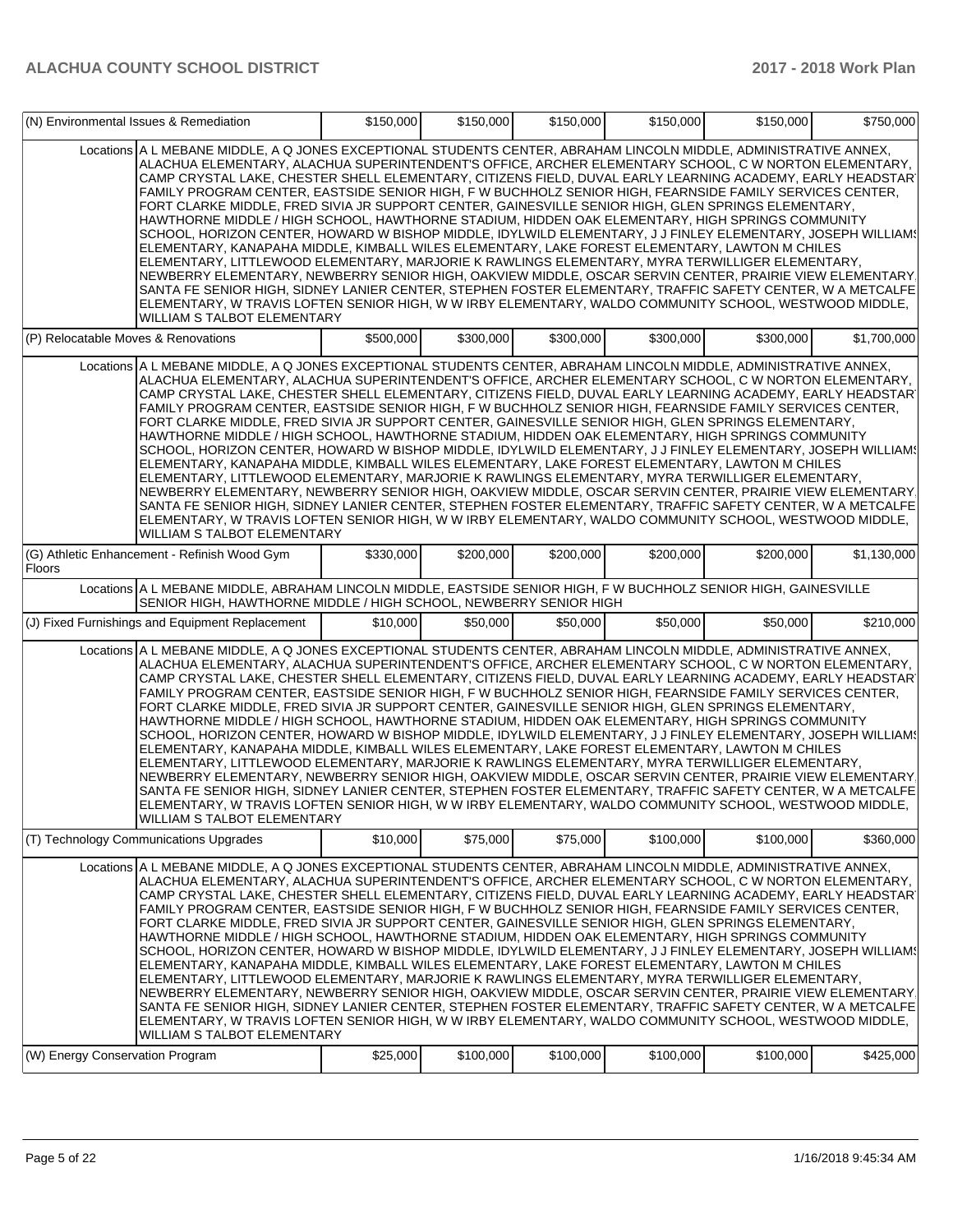| | | | | | | |
|---|---|---|---|---|---|---|
| (N) Environmental Issues & Remediation | $150,000 | $150,000 | $150,000 | $150,000 | $150,000 | $750,000 |
| Locations | A L MEBANE MIDDLE, A Q JONES EXCEPTIONAL STUDENTS CENTER, ABRAHAM LINCOLN MIDDLE, ADMINISTRATIVE ANNEX, ALACHUA ELEMENTARY, ALACHUA SUPERINTENDENT'S OFFICE, ARCHER ELEMENTARY SCHOOL, C W NORTON ELEMENTARY, CAMP CRYSTAL LAKE, CHESTER SHELL ELEMENTARY, CITIZENS FIELD, DUVAL EARLY LEARNING ACADEMY, EARLY HEADSTART FAMILY PROGRAM CENTER, EASTSIDE SENIOR HIGH, F W BUCHHOLZ SENIOR HIGH, FEARNSIDE FAMILY SERVICES CENTER, FORT CLARKE MIDDLE, FRED SIVIA JR SUPPORT CENTER, GAINESVILLE SENIOR HIGH, GLEN SPRINGS ELEMENTARY, HAWTHORNE MIDDLE / HIGH SCHOOL, HAWTHORNE STADIUM, HIDDEN OAK ELEMENTARY, HIGH SPRINGS COMMUNITY SCHOOL, HORIZON CENTER, HOWARD W BISHOP MIDDLE, IDYLWILD ELEMENTARY, J J FINLEY ELEMENTARY, JOSEPH WILLIAMS ELEMENTARY, KANAPAHA MIDDLE, KIMBALL WILES ELEMENTARY, LAKE FOREST ELEMENTARY, LAWTON M CHILES ELEMENTARY, LITTLEWOOD ELEMENTARY, MARJORIE K RAWLINGS ELEMENTARY, MYRA TERWILLIGER ELEMENTARY, NEWBERRY ELEMENTARY, NEWBERRY SENIOR HIGH, OAKVIEW MIDDLE, OSCAR SERVIN CENTER, PRAIRIE VIEW ELEMENTARY, SANTA FE SENIOR HIGH, SIDNEY LANIER CENTER, STEPHEN FOSTER ELEMENTARY, TRAFFIC SAFETY CENTER, W A METCALFE ELEMENTARY, W TRAVIS LOFTEN SENIOR HIGH, W W IRBY ELEMENTARY, WALDO COMMUNITY SCHOOL, WESTWOOD MIDDLE, WILLIAM S TALBOT ELEMENTARY | | | | | |
| (P) Relocatable Moves & Renovations | $500,000 | $300,000 | $300,000 | $300,000 | $300,000 | $1,700,000 |
| Locations | A L MEBANE MIDDLE, A Q JONES EXCEPTIONAL STUDENTS CENTER, ABRAHAM LINCOLN MIDDLE, ADMINISTRATIVE ANNEX, ALACHUA ELEMENTARY, ALACHUA SUPERINTENDENT'S OFFICE, ARCHER ELEMENTARY SCHOOL, C W NORTON ELEMENTARY, CAMP CRYSTAL LAKE, CHESTER SHELL ELEMENTARY, CITIZENS FIELD, DUVAL EARLY LEARNING ACADEMY, EARLY HEADSTART FAMILY PROGRAM CENTER, EASTSIDE SENIOR HIGH, F W BUCHHOLZ SENIOR HIGH, FEARNSIDE FAMILY SERVICES CENTER, FORT CLARKE MIDDLE, FRED SIVIA JR SUPPORT CENTER, GAINESVILLE SENIOR HIGH, GLEN SPRINGS ELEMENTARY, HAWTHORNE MIDDLE / HIGH SCHOOL, HAWTHORNE STADIUM, HIDDEN OAK ELEMENTARY, HIGH SPRINGS COMMUNITY SCHOOL, HORIZON CENTER, HOWARD W BISHOP MIDDLE, IDYLWILD ELEMENTARY, J J FINLEY ELEMENTARY, JOSEPH WILLIAMS ELEMENTARY, KANAPAHA MIDDLE, KIMBALL WILES ELEMENTARY, LAKE FOREST ELEMENTARY, LAWTON M CHILES ELEMENTARY, LITTLEWOOD ELEMENTARY, MARJORIE K RAWLINGS ELEMENTARY, MYRA TERWILLIGER ELEMENTARY, NEWBERRY ELEMENTARY, NEWBERRY SENIOR HIGH, OAKVIEW MIDDLE, OSCAR SERVIN CENTER, PRAIRIE VIEW ELEMENTARY, SANTA FE SENIOR HIGH, SIDNEY LANIER CENTER, STEPHEN FOSTER ELEMENTARY, TRAFFIC SAFETY CENTER, W A METCALFE ELEMENTARY, W TRAVIS LOFTEN SENIOR HIGH, W W IRBY ELEMENTARY, WALDO COMMUNITY SCHOOL, WESTWOOD MIDDLE, WILLIAM S TALBOT ELEMENTARY | | | | | |
| (G) Athletic Enhancement - Refinish Wood Gym Floors | $330,000 | $200,000 | $200,000 | $200,000 | $200,000 | $1,130,000 |
| Locations | A L MEBANE MIDDLE, ABRAHAM LINCOLN MIDDLE, EASTSIDE SENIOR HIGH, F W BUCHHOLZ SENIOR HIGH, GAINESVILLE SENIOR HIGH, HAWTHORNE MIDDLE / HIGH SCHOOL, NEWBERRY SENIOR HIGH | | | | | |
| (J) Fixed Furnishings and Equipment Replacement | $10,000 | $50,000 | $50,000 | $50,000 | $50,000 | $210,000 |
| Locations | A L MEBANE MIDDLE, A Q JONES EXCEPTIONAL STUDENTS CENTER, ABRAHAM LINCOLN MIDDLE, ADMINISTRATIVE ANNEX, ALACHUA ELEMENTARY, ALACHUA SUPERINTENDENT'S OFFICE, ARCHER ELEMENTARY SCHOOL, C W NORTON ELEMENTARY, CAMP CRYSTAL LAKE, CHESTER SHELL ELEMENTARY, CITIZENS FIELD, DUVAL EARLY LEARNING ACADEMY, EARLY HEADSTART FAMILY PROGRAM CENTER, EASTSIDE SENIOR HIGH, F W BUCHHOLZ SENIOR HIGH, FEARNSIDE FAMILY SERVICES CENTER, FORT CLARKE MIDDLE, FRED SIVIA JR SUPPORT CENTER, GAINESVILLE SENIOR HIGH, GLEN SPRINGS ELEMENTARY, HAWTHORNE MIDDLE / HIGH SCHOOL, HAWTHORNE STADIUM, HIDDEN OAK ELEMENTARY, HIGH SPRINGS COMMUNITY SCHOOL, HORIZON CENTER, HOWARD W BISHOP MIDDLE, IDYLWILD ELEMENTARY, J J FINLEY ELEMENTARY, JOSEPH WILLIAMS ELEMENTARY, KANAPAHA MIDDLE, KIMBALL WILES ELEMENTARY, LAKE FOREST ELEMENTARY, LAWTON M CHILES ELEMENTARY, LITTLEWOOD ELEMENTARY, MARJORIE K RAWLINGS ELEMENTARY, MYRA TERWILLIGER ELEMENTARY, NEWBERRY ELEMENTARY, NEWBERRY SENIOR HIGH, OAKVIEW MIDDLE, OSCAR SERVIN CENTER, PRAIRIE VIEW ELEMENTARY, SANTA FE SENIOR HIGH, SIDNEY LANIER CENTER, STEPHEN FOSTER ELEMENTARY, TRAFFIC SAFETY CENTER, W A METCALFE ELEMENTARY, W TRAVIS LOFTEN SENIOR HIGH, W W IRBY ELEMENTARY, WALDO COMMUNITY SCHOOL, WESTWOOD MIDDLE, WILLIAM S TALBOT ELEMENTARY | | | | | |
| (T) Technology Communications Upgrades | $10,000 | $75,000 | $75,000 | $100,000 | $100,000 | $360,000 |
| Locations | A L MEBANE MIDDLE, A Q JONES EXCEPTIONAL STUDENTS CENTER, ABRAHAM LINCOLN MIDDLE, ADMINISTRATIVE ANNEX, ALACHUA ELEMENTARY, ALACHUA SUPERINTENDENT'S OFFICE, ARCHER ELEMENTARY SCHOOL, C W NORTON ELEMENTARY, CAMP CRYSTAL LAKE, CHESTER SHELL ELEMENTARY, CITIZENS FIELD, DUVAL EARLY LEARNING ACADEMY, EARLY HEADSTART FAMILY PROGRAM CENTER, EASTSIDE SENIOR HIGH, F W BUCHHOLZ SENIOR HIGH, FEARNSIDE FAMILY SERVICES CENTER, FORT CLARKE MIDDLE, FRED SIVIA JR SUPPORT CENTER, GAINESVILLE SENIOR HIGH, GLEN SPRINGS ELEMENTARY, HAWTHORNE MIDDLE / HIGH SCHOOL, HAWTHORNE STADIUM, HIDDEN OAK ELEMENTARY, HIGH SPRINGS COMMUNITY SCHOOL, HORIZON CENTER, HOWARD W BISHOP MIDDLE, IDYLWILD ELEMENTARY, J J FINLEY ELEMENTARY, JOSEPH WILLIAMS ELEMENTARY, KANAPAHA MIDDLE, KIMBALL WILES ELEMENTARY, LAKE FOREST ELEMENTARY, LAWTON M CHILES ELEMENTARY, LITTLEWOOD ELEMENTARY, MARJORIE K RAWLINGS ELEMENTARY, MYRA TERWILLIGER ELEMENTARY, NEWBERRY ELEMENTARY, NEWBERRY SENIOR HIGH, OAKVIEW MIDDLE, OSCAR SERVIN CENTER, PRAIRIE VIEW ELEMENTARY, SANTA FE SENIOR HIGH, SIDNEY LANIER CENTER, STEPHEN FOSTER ELEMENTARY, TRAFFIC SAFETY CENTER, W A METCALFE ELEMENTARY, W TRAVIS LOFTEN SENIOR HIGH, W W IRBY ELEMENTARY, WALDO COMMUNITY SCHOOL, WESTWOOD MIDDLE, WILLIAM S TALBOT ELEMENTARY | | | | | |
| (W) Energy Conservation Program | $25,000 | $100,000 | $100,000 | $100,000 | $100,000 | $425,000 |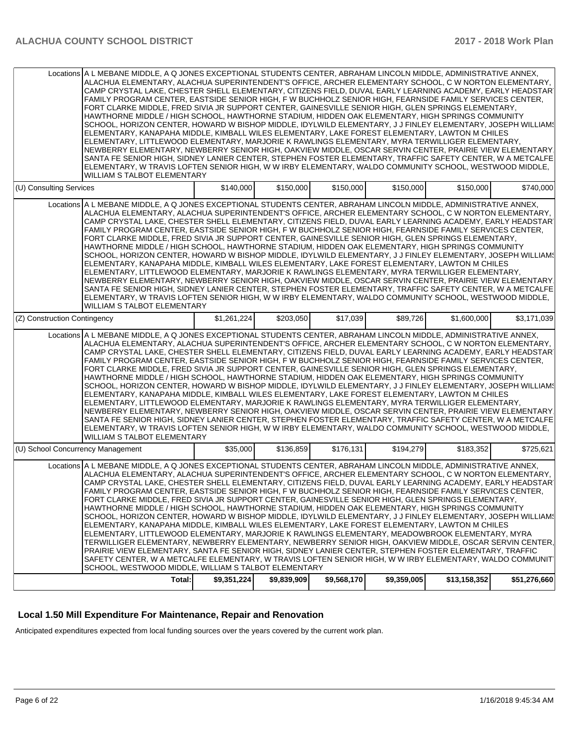| | | | | | | |
|---|---|---|---|---|---|---|
| Locations | A L MEBANE MIDDLE, A Q JONES EXCEPTIONAL STUDENTS CENTER, ABRAHAM LINCOLN MIDDLE, ADMINISTRATIVE ANNEX, ALACHUA ELEMENTARY, ALACHUA SUPERINTENDENT'S OFFICE, ARCHER ELEMENTARY SCHOOL, C W NORTON ELEMENTARY, CAMP CRYSTAL LAKE, CHESTER SHELL ELEMENTARY, CITIZENS FIELD, DUVAL EARLY LEARNING ACADEMY, EARLY HEADSTART FAMILY PROGRAM CENTER, EASTSIDE SENIOR HIGH, F W BUCHHOLZ SENIOR HIGH, FEARNSIDE FAMILY SERVICES CENTER, FORT CLARKE MIDDLE, FRED SIVIA JR SUPPORT CENTER, GAINESVILLE SENIOR HIGH, GLEN SPRINGS ELEMENTARY, HAWTHORNE MIDDLE / HIGH SCHOOL, HAWTHORNE STADIUM, HIDDEN OAK ELEMENTARY, HIGH SPRINGS COMMUNITY SCHOOL, HORIZON CENTER, HOWARD W BISHOP MIDDLE, IDYLWILD ELEMENTARY, J J FINLEY ELEMENTARY, JOSEPH WILLIAMS ELEMENTARY, KANAPAHA MIDDLE, KIMBALL WILES ELEMENTARY, LAKE FOREST ELEMENTARY, LAWTON M CHILES ELEMENTARY, LITTLEWOOD ELEMENTARY, MARJORIE K RAWLINGS ELEMENTARY, MYRA TERWILLIGER ELEMENTARY, NEWBERRY ELEMENTARY, NEWBERRY SENIOR HIGH, OAKVIEW MIDDLE, OSCAR SERVIN CENTER, PRAIRIE VIEW ELEMENTARY, SANTA FE SENIOR HIGH, SIDNEY LANIER CENTER, STEPHEN FOSTER ELEMENTARY, TRAFFIC SAFETY CENTER, W A METCALFE ELEMENTARY, W TRAVIS LOFTEN SENIOR HIGH, W W IRBY ELEMENTARY, WALDO COMMUNITY SCHOOL, WESTWOOD MIDDLE, WILLIAM S TALBOT ELEMENTARY | | | | | |
| (U) Consulting Services | | $140,000 | $150,000 | $150,000 | $150,000 | $150,000 | $740,000 |
| Locations | A L MEBANE MIDDLE, A Q JONES EXCEPTIONAL STUDENTS CENTER, ABRAHAM LINCOLN MIDDLE, ADMINISTRATIVE ANNEX, ALACHUA ELEMENTARY, ALACHUA SUPERINTENDENT'S OFFICE, ARCHER ELEMENTARY SCHOOL, C W NORTON ELEMENTARY, CAMP CRYSTAL LAKE, CHESTER SHELL ELEMENTARY, CITIZENS FIELD, DUVAL EARLY LEARNING ACADEMY, EARLY HEADSTART FAMILY PROGRAM CENTER, EASTSIDE SENIOR HIGH, F W BUCHHOLZ SENIOR HIGH, FEARNSIDE FAMILY SERVICES CENTER, FORT CLARKE MIDDLE, FRED SIVIA JR SUPPORT CENTER, GAINESVILLE SENIOR HIGH, GLEN SPRINGS ELEMENTARY, HAWTHORNE MIDDLE / HIGH SCHOOL, HAWTHORNE STADIUM, HIDDEN OAK ELEMENTARY, HIGH SPRINGS COMMUNITY SCHOOL, HORIZON CENTER, HOWARD W BISHOP MIDDLE, IDYLWILD ELEMENTARY, J J FINLEY ELEMENTARY, JOSEPH WILLIAMS ELEMENTARY, KANAPAHA MIDDLE, KIMBALL WILES ELEMENTARY, LAKE FOREST ELEMENTARY, LAWTON M CHILES ELEMENTARY, LITTLEWOOD ELEMENTARY, MARJORIE K RAWLINGS ELEMENTARY, MYRA TERWILLIGER ELEMENTARY, NEWBERRY ELEMENTARY, NEWBERRY SENIOR HIGH, OAKVIEW MIDDLE, OSCAR SERVIN CENTER, PRAIRIE VIEW ELEMENTARY, SANTA FE SENIOR HIGH, SIDNEY LANIER CENTER, STEPHEN FOSTER ELEMENTARY, TRAFFIC SAFETY CENTER, W A METCALFE ELEMENTARY, W TRAVIS LOFTEN SENIOR HIGH, W W IRBY ELEMENTARY, WALDO COMMUNITY SCHOOL, WESTWOOD MIDDLE, WILLIAM S TALBOT ELEMENTARY | | | | | |
| (Z) Construction Contingency | | $1,261,224 | $203,050 | $17,039 | $89,726 | $1,600,000 | $3,171,039 |
| Locations | A L MEBANE MIDDLE, A Q JONES EXCEPTIONAL STUDENTS CENTER, ABRAHAM LINCOLN MIDDLE, ADMINISTRATIVE ANNEX, ALACHUA ELEMENTARY, ALACHUA SUPERINTENDENT'S OFFICE, ARCHER ELEMENTARY SCHOOL, C W NORTON ELEMENTARY, CAMP CRYSTAL LAKE, CHESTER SHELL ELEMENTARY, CITIZENS FIELD, DUVAL EARLY LEARNING ACADEMY, EARLY HEADSTART FAMILY PROGRAM CENTER, EASTSIDE SENIOR HIGH, F W BUCHHOLZ SENIOR HIGH, FEARNSIDE FAMILY SERVICES CENTER, FORT CLARKE MIDDLE, FRED SIVIA JR SUPPORT CENTER, GAINESVILLE SENIOR HIGH, GLEN SPRINGS ELEMENTARY, HAWTHORNE MIDDLE / HIGH SCHOOL, HAWTHORNE STADIUM, HIDDEN OAK ELEMENTARY, HIGH SPRINGS COMMUNITY SCHOOL, HORIZON CENTER, HOWARD W BISHOP MIDDLE, IDYLWILD ELEMENTARY, J J FINLEY ELEMENTARY, JOSEPH WILLIAMS ELEMENTARY, KANAPAHA MIDDLE, KIMBALL WILES ELEMENTARY, LAKE FOREST ELEMENTARY, LAWTON M CHILES ELEMENTARY, LITTLEWOOD ELEMENTARY, MARJORIE K RAWLINGS ELEMENTARY, MYRA TERWILLIGER ELEMENTARY, NEWBERRY ELEMENTARY, NEWBERRY SENIOR HIGH, OAKVIEW MIDDLE, OSCAR SERVIN CENTER, PRAIRIE VIEW ELEMENTARY, SANTA FE SENIOR HIGH, SIDNEY LANIER CENTER, STEPHEN FOSTER ELEMENTARY, TRAFFIC SAFETY CENTER, W A METCALFE ELEMENTARY, W TRAVIS LOFTEN SENIOR HIGH, W W IRBY ELEMENTARY, WALDO COMMUNITY SCHOOL, WESTWOOD MIDDLE, WILLIAM S TALBOT ELEMENTARY | | | | | |
| (U) School Concurrency Management | | $35,000 | $136,859 | $176,131 | $194,279 | $183,352 | $725,621 |
| Locations | A L MEBANE MIDDLE, A Q JONES EXCEPTIONAL STUDENTS CENTER, ABRAHAM LINCOLN MIDDLE, ADMINISTRATIVE ANNEX, ALACHUA ELEMENTARY, ALACHUA SUPERINTENDENT'S OFFICE, ARCHER ELEMENTARY SCHOOL, C W NORTON ELEMENTARY, CAMP CRYSTAL LAKE, CHESTER SHELL ELEMENTARY, CITIZENS FIELD, DUVAL EARLY LEARNING ACADEMY, EARLY HEADSTART FAMILY PROGRAM CENTER, EASTSIDE SENIOR HIGH, F W BUCHHOLZ SENIOR HIGH, FEARNSIDE FAMILY SERVICES CENTER, FORT CLARKE MIDDLE, FRED SIVIA JR SUPPORT CENTER, GAINESVILLE SENIOR HIGH, GLEN SPRINGS ELEMENTARY, HAWTHORNE MIDDLE / HIGH SCHOOL, HAWTHORNE STADIUM, HIDDEN OAK ELEMENTARY, HIGH SPRINGS COMMUNITY SCHOOL, HORIZON CENTER, HOWARD W BISHOP MIDDLE, IDYLWILD ELEMENTARY, J J FINLEY ELEMENTARY, JOSEPH WILLIAMS ELEMENTARY, KANAPAHA MIDDLE, KIMBALL WILES ELEMENTARY, LAKE FOREST ELEMENTARY, LAWTON M CHILES ELEMENTARY, LITTLEWOOD ELEMENTARY, MARJORIE K RAWLINGS ELEMENTARY, MEADOWBROOK ELEMENTARY, MYRA TERWILLIGER ELEMENTARY, NEWBERRY ELEMENTARY, NEWBERRY SENIOR HIGH, OAKVIEW MIDDLE, OSCAR SERVIN CENTER, PRAIRIE VIEW ELEMENTARY, SANTA FE SENIOR HIGH, SIDNEY LANIER CENTER, STEPHEN FOSTER ELEMENTARY, TRAFFIC SAFETY CENTER, W A METCALFE ELEMENTARY, W TRAVIS LOFTEN SENIOR HIGH, W W IRBY ELEMENTARY, WALDO COMMUNITY SCHOOL, WESTWOOD MIDDLE, WILLIAM S TALBOT ELEMENTARY | | | | | |
| | Total: | $9,351,224 | $9,839,909 | $9,568,170 | $9,359,005 | $13,158,352 | $51,276,660 |

## Local 1.50 Mill Expenditure For Maintenance, Repair and Renovation

Anticipated expenditures expected from local funding sources over the years covered by the current work plan.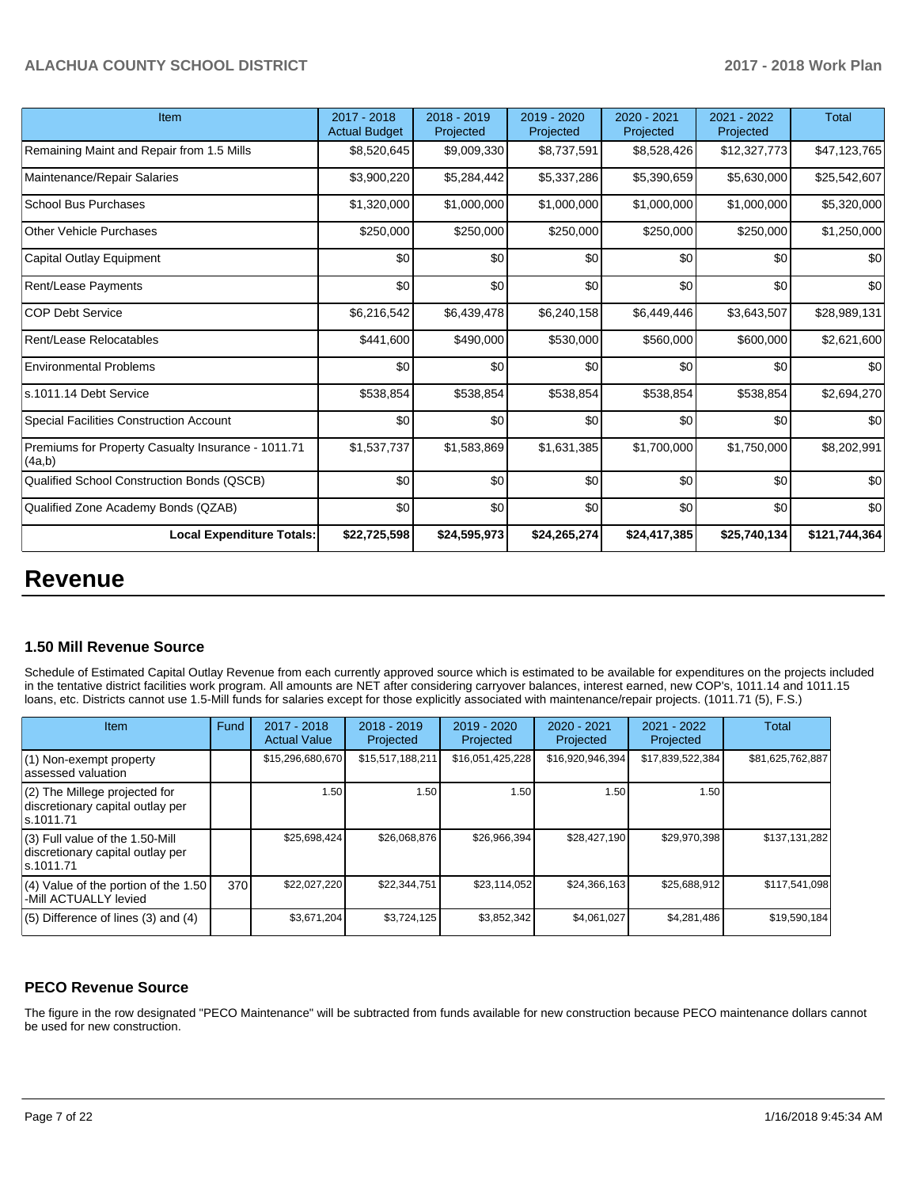| Item | 2017 - 2018 Actual Budget | 2018 - 2019 Projected | 2019 - 2020 Projected | 2020 - 2021 Projected | 2021 - 2022 Projected | Total |
|---|---|---|---|---|---|---|
| Remaining Maint and Repair from 1.5 Mills | $8,520,645 | $9,009,330 | $8,737,591 | $8,528,426 | $12,327,773 | $47,123,765 |
| Maintenance/Repair Salaries | $3,900,220 | $5,284,442 | $5,337,286 | $5,390,659 | $5,630,000 | $25,542,607 |
| School Bus Purchases | $1,320,000 | $1,000,000 | $1,000,000 | $1,000,000 | $1,000,000 | $5,320,000 |
| Other Vehicle Purchases | $250,000 | $250,000 | $250,000 | $250,000 | $250,000 | $1,250,000 |
| Capital Outlay Equipment | $0 | $0 | $0 | $0 | $0 | $0 |
| Rent/Lease Payments | $0 | $0 | $0 | $0 | $0 | $0 |
| COP Debt Service | $6,216,542 | $6,439,478 | $6,240,158 | $6,449,446 | $3,643,507 | $28,989,131 |
| Rent/Lease Relocatables | $441,600 | $490,000 | $530,000 | $560,000 | $600,000 | $2,621,600 |
| Environmental Problems | $0 | $0 | $0 | $0 | $0 | $0 |
| s.1011.14 Debt Service | $538,854 | $538,854 | $538,854 | $538,854 | $538,854 | $2,694,270 |
| Special Facilities Construction Account | $0 | $0 | $0 | $0 | $0 | $0 |
| Premiums for Property Casualty Insurance - 1011.71 (4a,b) | $1,537,737 | $1,583,869 | $1,631,385 | $1,700,000 | $1,750,000 | $8,202,991 |
| Qualified School Construction Bonds (QSCB) | $0 | $0 | $0 | $0 | $0 | $0 |
| Qualified Zone Academy Bonds (QZAB) | $0 | $0 | $0 | $0 | $0 | $0 |
| **Local Expenditure Totals:** | **$22,725,598** | **$24,595,973** | **$24,265,274** | **$24,417,385** | **$25,740,134** | **$121,744,364** |

# Revenue

### 1.50 Mill Revenue Source

Schedule of Estimated Capital Outlay Revenue from each currently approved source which is estimated to be available for expenditures on the projects included in the tentative district facilities work program. All amounts are NET after considering carryover balances, interest earned, new COP's, 1011.14 and 1011.15 loans, etc. Districts cannot use 1.5-Mill funds for salaries except for those explicitly associated with maintenance/repair projects. (1011.71 (5), F.S.)

| Item | Fund | 2017 - 2018 Actual Value | 2018 - 2019 Projected | 2019 - 2020 Projected | 2020 - 2021 Projected | 2021 - 2022 Projected | Total |
|---|---|---|---|---|---|---|---|
| (1) Non-exempt property assessed valuation | | $15,296,680,670 | $15,517,188,211 | $16,051,425,228 | $16,920,946,394 | $17,839,522,384 | $81,625,762,887 |
| (2) The Millege projected for discretionary capital outlay per s.1011.71 | | 1.50 | 1.50 | 1.50 | 1.50 | 1.50 | |
| (3) Full value of the 1.50-Mill discretionary capital outlay per s.1011.71 | | $25,698,424 | $26,068,876 | $26,966,394 | $28,427,190 | $29,970,398 | $137,131,282 |
| (4) Value of the portion of the 1.50 -Mill ACTUALLY levied | 370 | $22,027,220 | $22,344,751 | $23,114,052 | $24,366,163 | $25,688,912 | $117,541,098 |
| (5) Difference of lines (3) and (4) | | $3,671,204 | $3,724,125 | $3,852,342 | $4,061,027 | $4,281,486 | $19,590,184 |

### PECO Revenue Source

The figure in the row designated "PECO Maintenance" will be subtracted from funds available for new construction because PECO maintenance dollars cannot be used for new construction.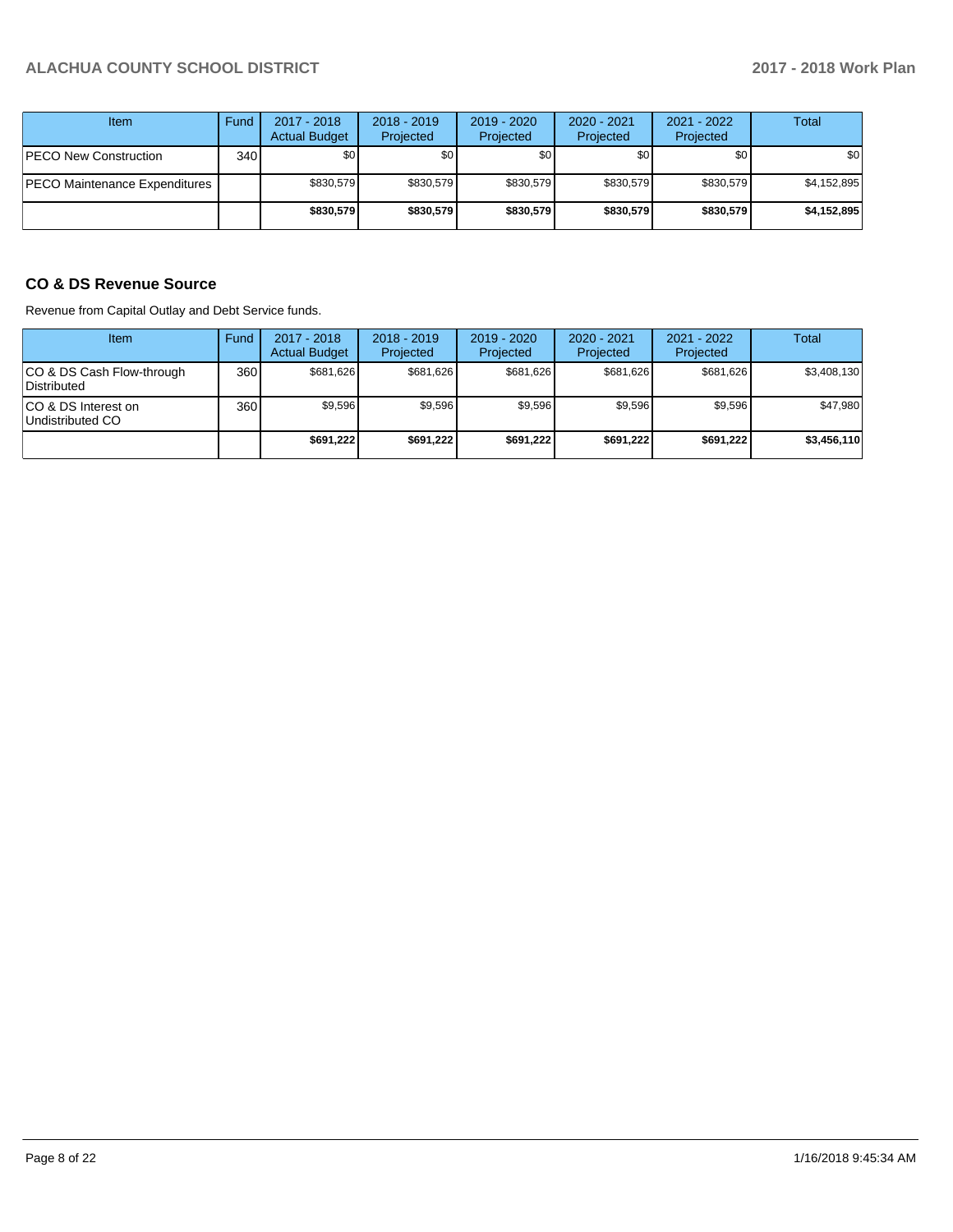| Item | Fund | 2017 - 2018 Actual Budget | 2018 - 2019 Projected | 2019 - 2020 Projected | 2020 - 2021 Projected | 2021 - 2022 Projected | Total |
|---|---|---|---|---|---|---|---|
| PECO New Construction | 340 | $0 | $0 | $0 | $0 | $0 | $0 |
| PECO Maintenance Expenditures | | $830,579 | $830,579 | $830,579 | $830,579 | $830,579 | $4,152,895 |
| | | **$830,579** | **$830,579** | **$830,579** | **$830,579** | **$830,579** | **$4,152,895** |

## CO & DS Revenue Source

Revenue from Capital Outlay and Debt Service funds.

| Item | Fund | 2017 - 2018 Actual Budget | 2018 - 2019 Projected | 2019 - 2020 Projected | 2020 - 2021 Projected | 2021 - 2022 Projected | Total |
|---|---|---|---|---|---|---|---|
| CO & DS Cash Flow-through Distributed | 360 | $681,626 | $681,626 | $681,626 | $681,626 | $681,626 | $3,408,130 |
| CO & DS Interest on Undistributed CO | 360 | $9,596 | $9,596 | $9,596 | $9,596 | $9,596 | $47,980 |
| | | **$691,222** | **$691,222** | **$691,222** | **$691,222** | **$691,222** | **$3,456,110** |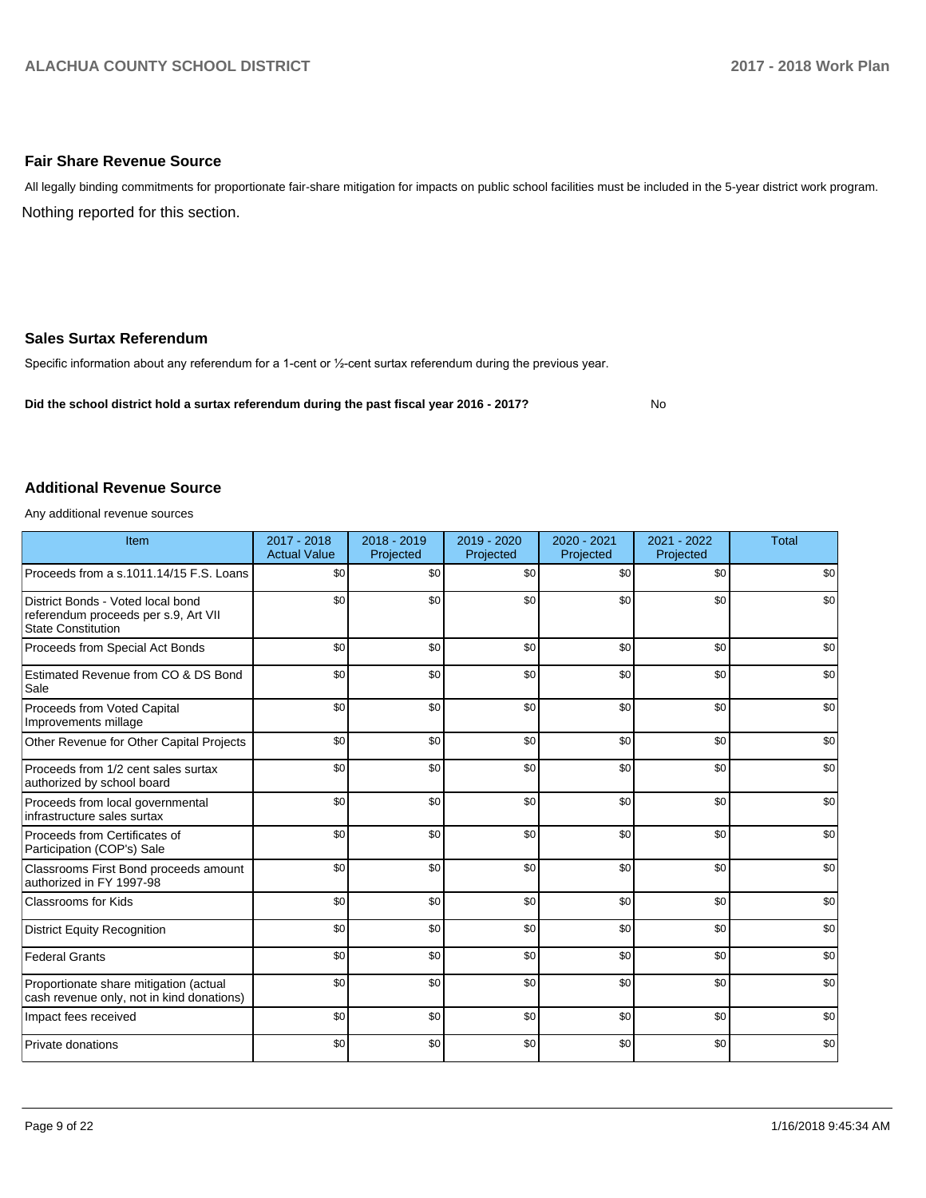## Fair Share Revenue Source

All legally binding commitments for proportionate fair-share mitigation for impacts on public school facilities must be included in the 5-year district work program.

Nothing reported for this section.

## Sales Surtax Referendum

Specific information about any referendum for a 1-cent or ½-cent surtax referendum during the previous year.

**Did the school district hold a surtax referendum during the past fiscal year 2016 - 2017?** No

## Additional Revenue Source

Any additional revenue sources

| Item | 2017 - 2018 Actual Value | 2018 - 2019 Projected | 2019 - 2020 Projected | 2020 - 2021 Projected | 2021 - 2022 Projected | Total |
|---|---|---|---|---|---|---|
| Proceeds from a s.1011.14/15 F.S. Loans | $0 | $0 | $0 | $0 | $0 | $0 |
| District Bonds - Voted local bond referendum proceeds per s.9, Art VII State Constitution | $0 | $0 | $0 | $0 | $0 | $0 |
| Proceeds from Special Act Bonds | $0 | $0 | $0 | $0 | $0 | $0 |
| Estimated Revenue from CO & DS Bond Sale | $0 | $0 | $0 | $0 | $0 | $0 |
| Proceeds from Voted Capital Improvements millage | $0 | $0 | $0 | $0 | $0 | $0 |
| Other Revenue for Other Capital Projects | $0 | $0 | $0 | $0 | $0 | $0 |
| Proceeds from 1/2 cent sales surtax authorized by school board | $0 | $0 | $0 | $0 | $0 | $0 |
| Proceeds from local governmental infrastructure sales surtax | $0 | $0 | $0 | $0 | $0 | $0 |
| Proceeds from Certificates of Participation (COP's) Sale | $0 | $0 | $0 | $0 | $0 | $0 |
| Classrooms First Bond proceeds amount authorized in FY 1997-98 | $0 | $0 | $0 | $0 | $0 | $0 |
| Classrooms for Kids | $0 | $0 | $0 | $0 | $0 | $0 |
| District Equity Recognition | $0 | $0 | $0 | $0 | $0 | $0 |
| Federal Grants | $0 | $0 | $0 | $0 | $0 | $0 |
| Proportionate share mitigation (actual cash revenue only, not in kind donations) | $0 | $0 | $0 | $0 | $0 | $0 |
| Impact fees received | $0 | $0 | $0 | $0 | $0 | $0 |
| Private donations | $0 | $0 | $0 | $0 | $0 | $0 |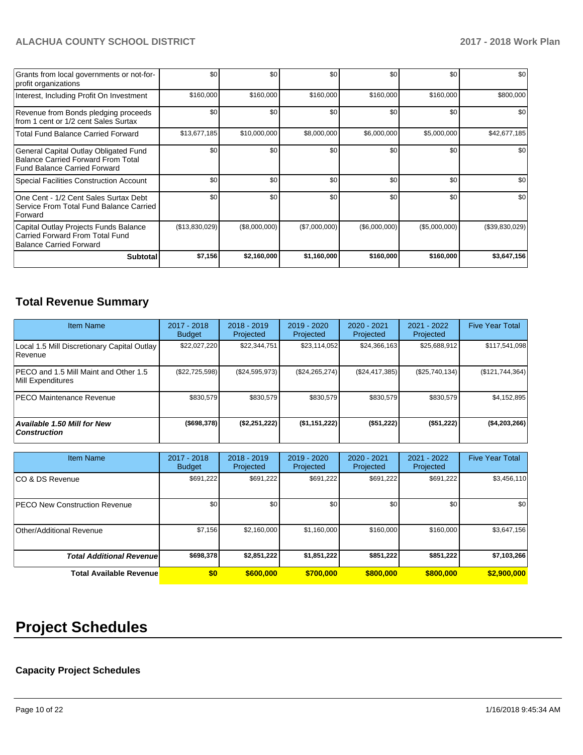| | | | | | | |
|---|---|---|---|---|---|---|
| Grants from local governments or not-for-profit organizations | $0 | $0 | $0 | $0 | $0 | $0 |
| Interest, Including Profit On Investment | $160,000 | $160,000 | $160,000 | $160,000 | $160,000 | $800,000 |
| Revenue from Bonds pledging proceeds from 1 cent or 1/2 cent Sales Surtax | $0 | $0 | $0 | $0 | $0 | $0 |
| Total Fund Balance Carried Forward | $13,677,185 | $10,000,000 | $8,000,000 | $6,000,000 | $5,000,000 | $42,677,185 |
| General Capital Outlay Obligated Fund Balance Carried Forward From Total Fund Balance Carried Forward | $0 | $0 | $0 | $0 | $0 | $0 |
| Special Facilities Construction Account | $0 | $0 | $0 | $0 | $0 | $0 |
| One Cent - 1/2 Cent Sales Surtax Debt Service From Total Fund Balance Carried Forward | $0 | $0 | $0 | $0 | $0 | $0 |
| Capital Outlay Projects Funds Balance Carried Forward From Total Fund Balance Carried Forward | ($13,830,029) | ($8,000,000) | ($7,000,000) | ($6,000,000) | ($5,000,000) | ($39,830,029) |
| **Subtotal** | **$7,156** | **$2,160,000** | **$1,160,000** | **$160,000** | **$160,000** | **$3,647,156** |

## Total Revenue Summary

| Item Name | 2017 - 2018 Budget | 2018 - 2019 Projected | 2019 - 2020 Projected | 2020 - 2021 Projected | 2021 - 2022 Projected | Five Year Total |
|---|---|---|---|---|---|---|
| Local 1.5 Mill Discretionary Capital Outlay Revenue | $22,027,220 | $22,344,751 | $23,114,052 | $24,366,163 | $25,688,912 | $117,541,098 |
| PECO and 1.5 Mill Maint and Other 1.5 Mill Expenditures | ($22,725,598) | ($24,595,973) | ($24,265,274) | ($24,417,385) | ($25,740,134) | ($121,744,364) |
| PECO Maintenance Revenue | $830,579 | $830,579 | $830,579 | $830,579 | $830,579 | $4,152,895 |
| ***Available 1.50 Mill for New Construction*** | **($698,378)** | **($2,251,222)** | **($1,151,222)** | **($51,222)** | **($51,222)** | **($4,203,266)** |

| Item Name | 2017 - 2018 Budget | 2018 - 2019 Projected | 2019 - 2020 Projected | 2020 - 2021 Projected | 2021 - 2022 Projected | Five Year Total |
|---|---|---|---|---|---|---|
| CO & DS Revenue | $691,222 | $691,222 | $691,222 | $691,222 | $691,222 | $3,456,110 |
| PECO New Construction Revenue | $0 | $0 | $0 | $0 | $0 | $0 |
| Other/Additional Revenue | $7,156 | $2,160,000 | $1,160,000 | $160,000 | $160,000 | $3,647,156 |
| ***Total Additional Revenue*** | **$698,378** | **$2,851,222** | **$1,851,222** | **$851,222** | **$851,222** | **$7,103,266** |
| **Total Available Revenue** | **$0** | **$600,000** | **$700,000** | **$800,000** | **$800,000** | **$2,900,000** |

# Project Schedules

### Capacity Project Schedules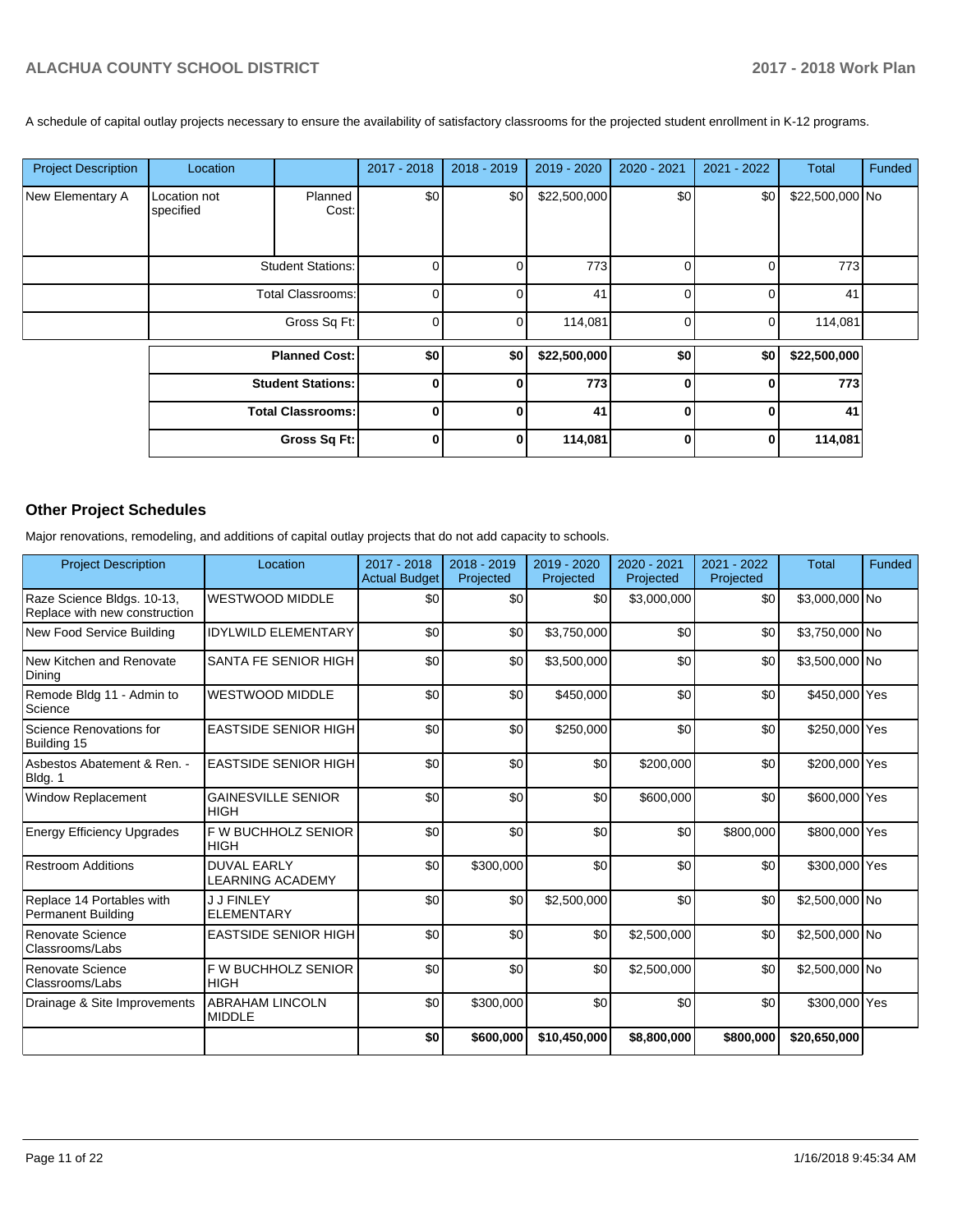A schedule of capital outlay projects necessary to ensure the availability of satisfactory classrooms for the projected student enrollment in K-12 programs.

| Project Description | Location | | 2017 - 2018 | 2018 - 2019 | 2019 - 2020 | 2020 - 2021 | 2021 - 2022 | Total | Funded |
|---|---|---|---|---|---|---|---|---|---|
| New Elementary A | Location not specified | Planned Cost: | $0 | $0 | $22,500,000 | $0 | $0 | $22,500,000 | No |
| | | Student Stations: | 0 | 0 | 773 | 0 | 0 | 773 | |
| | | Total Classrooms: | 0 | 0 | 41 | 0 | 0 | 41 | |
| | | Gross Sq Ft: | 0 | 0 | 114,081 | 0 | 0 | 114,081 | |
| | | **Planned Cost:** | **$0** | **$0** | **$22,500,000** | **$0** | **$0** | **$22,500,000** | |
| | | **Student Stations:** | **0** | **0** | **773** | **0** | **0** | **773** | |
| | | **Total Classrooms:** | **0** | **0** | **41** | **0** | **0** | **41** | |
| | | **Gross Sq Ft:** | **0** | **0** | **114,081** | **0** | **0** | **114,081** | |

## Other Project Schedules

Major renovations, remodeling, and additions of capital outlay projects that do not add capacity to schools.

| Project Description | Location | 2017 - 2018 Actual Budget | 2018 - 2019 Projected | 2019 - 2020 Projected | 2020 - 2021 Projected | 2021 - 2022 Projected | Total | Funded |
|---|---|---|---|---|---|---|---|---|
| Raze Science Bldgs. 10-13, Replace with new construction | WESTWOOD MIDDLE | $0 | $0 | $0 | $3,000,000 | $0 | $3,000,000 | No |
| New Food Service Building | IDYLWILD ELEMENTARY | $0 | $0 | $3,750,000 | $0 | $0 | $3,750,000 | No |
| New Kitchen and Renovate Dining | SANTA FE SENIOR HIGH | $0 | $0 | $3,500,000 | $0 | $0 | $3,500,000 | No |
| Remode Bldg 11 - Admin to Science | WESTWOOD MIDDLE | $0 | $0 | $450,000 | $0 | $0 | $450,000 | Yes |
| Science Renovations for Building 15 | EASTSIDE SENIOR HIGH | $0 | $0 | $250,000 | $0 | $0 | $250,000 | Yes |
| Asbestos Abatement & Ren. - Bldg. 1 | EASTSIDE SENIOR HIGH | $0 | $0 | $0 | $200,000 | $0 | $200,000 | Yes |
| Window Replacement | GAINESVILLE SENIOR HIGH | $0 | $0 | $0 | $600,000 | $0 | $600,000 | Yes |
| Energy Efficiency Upgrades | F W BUCHHOLZ SENIOR HIGH | $0 | $0 | $0 | $0 | $800,000 | $800,000 | Yes |
| Restroom Additions | DUVAL EARLY LEARNING ACADEMY | $0 | $300,000 | $0 | $0 | $0 | $300,000 | Yes |
| Replace 14 Portables with Permanent Building | J J FINLEY ELEMENTARY | $0 | $0 | $2,500,000 | $0 | $0 | $2,500,000 | No |
| Renovate Science Classrooms/Labs | EASTSIDE SENIOR HIGH | $0 | $0 | $0 | $2,500,000 | $0 | $2,500,000 | No |
| Renovate Science Classrooms/Labs | F W BUCHHOLZ SENIOR HIGH | $0 | $0 | $0 | $2,500,000 | $0 | $2,500,000 | No |
| Drainage & Site Improvements | ABRAHAM LINCOLN MIDDLE | $0 | $300,000 | $0 | $0 | $0 | $300,000 | Yes |
| | | **$0** | **$600,000** | **$10,450,000** | **$8,800,000** | **$800,000** | **$20,650,000** | |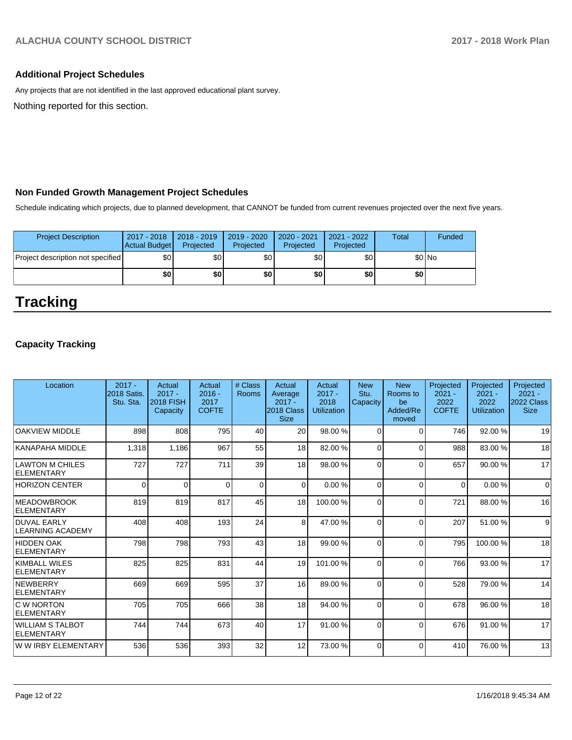### Additional Project Schedules

Any projects that are not identified in the last approved educational plant survey.

Nothing reported for this section.

### Non Funded Growth Management Project Schedules

Schedule indicating which projects, due to planned development, that CANNOT be funded from current revenues projected over the next five years.

| Project Description | 2017 - 2018 Actual Budget | 2018 - 2019 Projected | 2019 - 2020 Projected | 2020 - 2021 Projected | 2021 - 2022 Projected | Total | Funded |
|---|---|---|---|---|---|---|---|
| Project description not specified | $0 | $0 | $0 | $0 | $0 | $0 | No |
| | **$0** | **$0** | **$0** | **$0** | **$0** | **$0** | |

# Tracking

### Capacity Tracking

| Location | 2017 - 2018 Satis. Stu. Sta. | Actual 2017 - 2018 FISH Capacity | Actual 2016 - 2017 COFTE | # Class Rooms | Actual Average 2017 - 2018 Class Size | Actual 2017 - 2018 Utilization | New Stu. Capacity | New Rooms to be Added/Removed | Projected 2021 - 2022 COFTE | Projected 2021 - 2022 Utilization | Projected 2021 - 2022 Class Size |
|---|---|---|---|---|---|---|---|---|---|---|---|
| OAKVIEW MIDDLE | 898 | 808 | 795 | 40 | 20 | 98.00 % | 0 | 0 | 746 | 92.00 % | 19 |
| KANAPAHA MIDDLE | 1,318 | 1,186 | 967 | 55 | 18 | 82.00 % | 0 | 0 | 988 | 83.00 % | 18 |
| LAWTON M CHILES ELEMENTARY | 727 | 727 | 711 | 39 | 18 | 98.00 % | 0 | 0 | 657 | 90.00 % | 17 |
| HORIZON CENTER | 0 | 0 | 0 | 0 | 0 | 0.00 % | 0 | 0 | 0 | 0.00 % | 0 |
| MEADOWBROOK ELEMENTARY | 819 | 819 | 817 | 45 | 18 | 100.00 % | 0 | 0 | 721 | 88.00 % | 16 |
| DUVAL EARLY LEARNING ACADEMY | 408 | 408 | 193 | 24 | 8 | 47.00 % | 0 | 0 | 207 | 51.00 % | 9 |
| HIDDEN OAK ELEMENTARY | 798 | 798 | 793 | 43 | 18 | 99.00 % | 0 | 0 | 795 | 100.00 % | 18 |
| KIMBALL WILES ELEMENTARY | 825 | 825 | 831 | 44 | 19 | 101.00 % | 0 | 0 | 766 | 93.00 % | 17 |
| NEWBERRY ELEMENTARY | 669 | 669 | 595 | 37 | 16 | 89.00 % | 0 | 0 | 528 | 79.00 % | 14 |
| C W NORTON ELEMENTARY | 705 | 705 | 666 | 38 | 18 | 94.00 % | 0 | 0 | 678 | 96.00 % | 18 |
| WILLIAM S TALBOT ELEMENTARY | 744 | 744 | 673 | 40 | 17 | 91.00 % | 0 | 0 | 676 | 91.00 % | 17 |
| W W IRBY ELEMENTARY | 536 | 536 | 393 | 32 | 12 | 73.00 % | 0 | 0 | 410 | 76.00 % | 13 |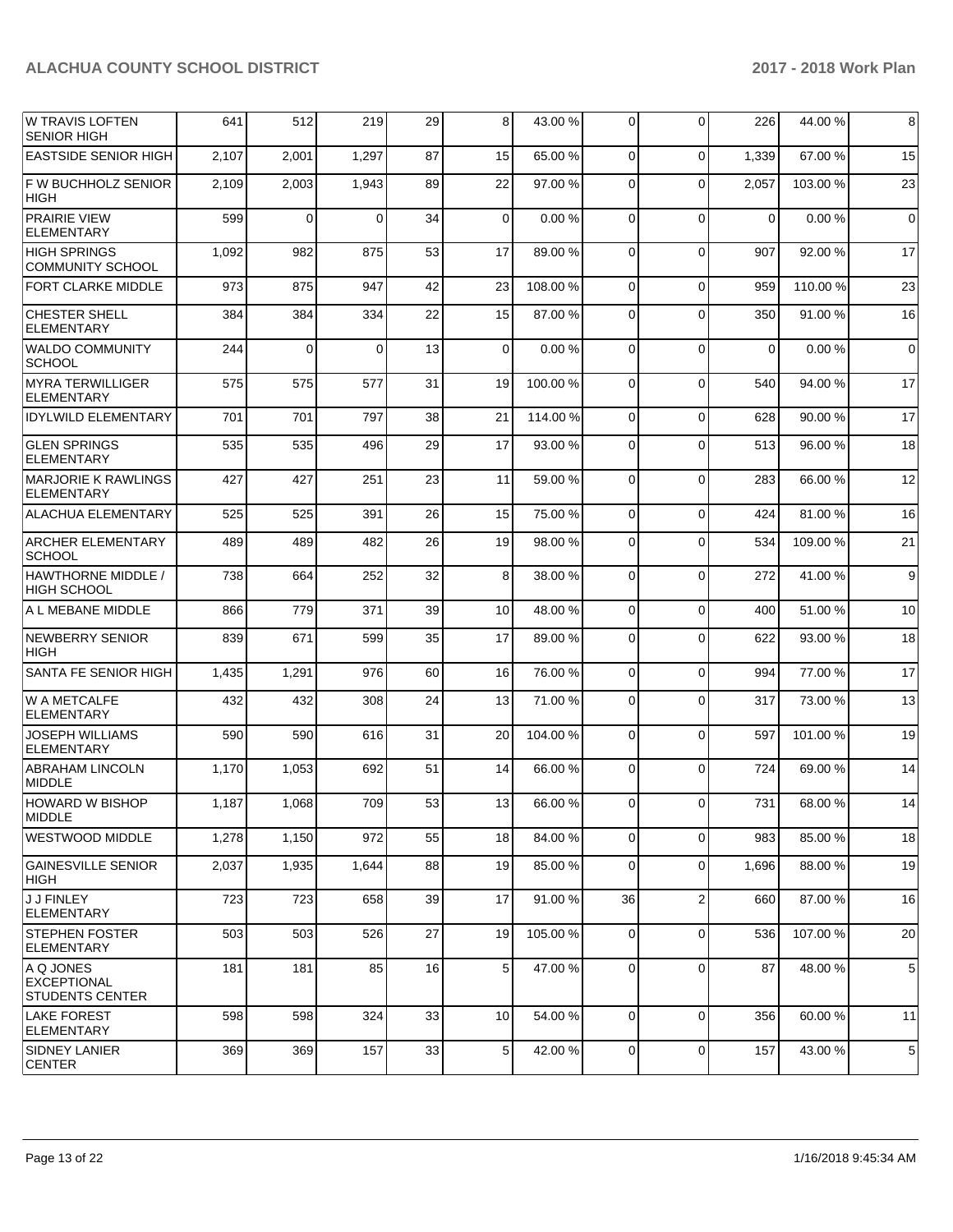| | | | | | | | | | | | |
|---|---|---|---|---|---|---|---|---|---|---|---|
| W TRAVIS LOFTEN SENIOR HIGH | 641 | 512 | 219 | 29 | 8 | 43.00 % | 0 | 0 | 226 | 44.00 % | 8 |
| EASTSIDE SENIOR HIGH | 2,107 | 2,001 | 1,297 | 87 | 15 | 65.00 % | 0 | 0 | 1,339 | 67.00 % | 15 |
| F W BUCHHOLZ SENIOR HIGH | 2,109 | 2,003 | 1,943 | 89 | 22 | 97.00 % | 0 | 0 | 2,057 | 103.00 % | 23 |
| PRAIRIE VIEW ELEMENTARY | 599 | 0 | 0 | 34 | 0 | 0.00 % | 0 | 0 | 0 | 0.00 % | 0 |
| HIGH SPRINGS COMMUNITY SCHOOL | 1,092 | 982 | 875 | 53 | 17 | 89.00 % | 0 | 0 | 907 | 92.00 % | 17 |
| FORT CLARKE MIDDLE | 973 | 875 | 947 | 42 | 23 | 108.00 % | 0 | 0 | 959 | 110.00 % | 23 |
| CHESTER SHELL ELEMENTARY | 384 | 384 | 334 | 22 | 15 | 87.00 % | 0 | 0 | 350 | 91.00 % | 16 |
| WALDO COMMUNITY SCHOOL | 244 | 0 | 0 | 13 | 0 | 0.00 % | 0 | 0 | 0 | 0.00 % | 0 |
| MYRA TERWILLIGER ELEMENTARY | 575 | 575 | 577 | 31 | 19 | 100.00 % | 0 | 0 | 540 | 94.00 % | 17 |
| IDYLWILD ELEMENTARY | 701 | 701 | 797 | 38 | 21 | 114.00 % | 0 | 0 | 628 | 90.00 % | 17 |
| GLEN SPRINGS ELEMENTARY | 535 | 535 | 496 | 29 | 17 | 93.00 % | 0 | 0 | 513 | 96.00 % | 18 |
| MARJORIE K RAWLINGS ELEMENTARY | 427 | 427 | 251 | 23 | 11 | 59.00 % | 0 | 0 | 283 | 66.00 % | 12 |
| ALACHUA ELEMENTARY | 525 | 525 | 391 | 26 | 15 | 75.00 % | 0 | 0 | 424 | 81.00 % | 16 |
| ARCHER ELEMENTARY SCHOOL | 489 | 489 | 482 | 26 | 19 | 98.00 % | 0 | 0 | 534 | 109.00 % | 21 |
| HAWTHORNE MIDDLE / HIGH SCHOOL | 738 | 664 | 252 | 32 | 8 | 38.00 % | 0 | 0 | 272 | 41.00 % | 9 |
| A L MEBANE MIDDLE | 866 | 779 | 371 | 39 | 10 | 48.00 % | 0 | 0 | 400 | 51.00 % | 10 |
| NEWBERRY SENIOR HIGH | 839 | 671 | 599 | 35 | 17 | 89.00 % | 0 | 0 | 622 | 93.00 % | 18 |
| SANTA FE SENIOR HIGH | 1,435 | 1,291 | 976 | 60 | 16 | 76.00 % | 0 | 0 | 994 | 77.00 % | 17 |
| W A METCALFE ELEMENTARY | 432 | 432 | 308 | 24 | 13 | 71.00 % | 0 | 0 | 317 | 73.00 % | 13 |
| JOSEPH WILLIAMS ELEMENTARY | 590 | 590 | 616 | 31 | 20 | 104.00 % | 0 | 0 | 597 | 101.00 % | 19 |
| ABRAHAM LINCOLN MIDDLE | 1,170 | 1,053 | 692 | 51 | 14 | 66.00 % | 0 | 0 | 724 | 69.00 % | 14 |
| HOWARD W BISHOP MIDDLE | 1,187 | 1,068 | 709 | 53 | 13 | 66.00 % | 0 | 0 | 731 | 68.00 % | 14 |
| WESTWOOD MIDDLE | 1,278 | 1,150 | 972 | 55 | 18 | 84.00 % | 0 | 0 | 983 | 85.00 % | 18 |
| GAINESVILLE SENIOR HIGH | 2,037 | 1,935 | 1,644 | 88 | 19 | 85.00 % | 0 | 0 | 1,696 | 88.00 % | 19 |
| J J FINLEY ELEMENTARY | 723 | 723 | 658 | 39 | 17 | 91.00 % | 36 | 2 | 660 | 87.00 % | 16 |
| STEPHEN FOSTER ELEMENTARY | 503 | 503 | 526 | 27 | 19 | 105.00 % | 0 | 0 | 536 | 107.00 % | 20 |
| A Q JONES EXCEPTIONAL STUDENTS CENTER | 181 | 181 | 85 | 16 | 5 | 47.00 % | 0 | 0 | 87 | 48.00 % | 5 |
| LAKE FOREST ELEMENTARY | 598 | 598 | 324 | 33 | 10 | 54.00 % | 0 | 0 | 356 | 60.00 % | 11 |
| SIDNEY LANIER CENTER | 369 | 369 | 157 | 33 | 5 | 42.00 % | 0 | 0 | 157 | 43.00 % | 5 |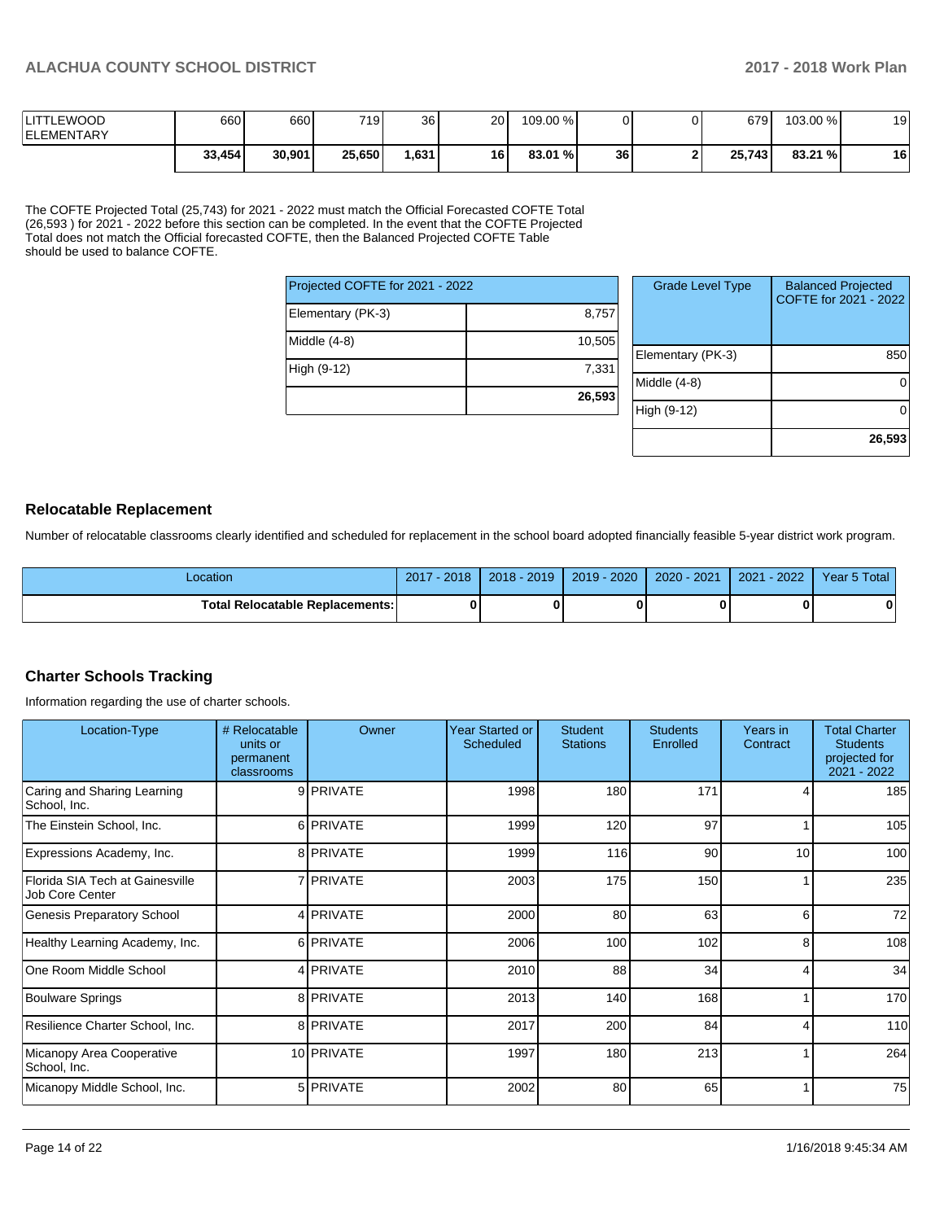| LITTLEWOOD ELEMENTARY | 660 | 660 | 719 | 36 | 20 | 109.00 % | 0 | 0 | 679 | 103.00 % | 19 |
|---|---|---|---|---|---|---|---|---|---|---|---|
| | **33,454** | **30,901** | **25,650** | **1,631** | **16** | **83.01 %** | **36** | **2** | **25,743** | **83.21 %** | **16** |

The COFTE Projected Total (25,743) for 2021 - 2022 must match the Official Forecasted COFTE Total (26,593 ) for 2021 - 2022 before this section can be completed. In the event that the COFTE Projected Total does not match the Official forecasted COFTE, then the Balanced Projected COFTE Table should be used to balance COFTE.

| Projected COFTE for 2021 - 2022 | |
|---|---|
| Elementary (PK-3) | 8,757 |
| Middle (4-8) | 10,505 |
| High (9-12) | 7,331 |
| | **26,593** |

| Grade Level Type | Balanced Projected COFTE for 2021 - 2022 |
|---|---|
| Elementary (PK-3) | 850 |
| Middle (4-8) | 0 |
| High (9-12) | 0 |
| | **26,593** |

## Relocatable Replacement

Number of relocatable classrooms clearly identified and scheduled for replacement in the school board adopted financially feasible 5-year district work program.

| Location | 2017 - 2018 | 2018 - 2019 | 2019 - 2020 | 2020 - 2021 | 2021 - 2022 | Year 5 Total |
|---|---|---|---|---|---|---|
| **Total Relocatable Replacements:** | **0** | **0** | **0** | **0** | **0** | **0** |

## Charter Schools Tracking

Information regarding the use of charter schools.

| Location-Type | # Relocatable units or permanent classrooms | Owner | Year Started or Scheduled | Student Stations | Students Enrolled | Years in Contract | Total Charter Students projected for 2021 - 2022 |
|---|---|---|---|---|---|---|---|
| Caring and Sharing Learning School, Inc. | 9 | PRIVATE | 1998 | 180 | 171 | 4 | 185 |
| The Einstein School, Inc. | 6 | PRIVATE | 1999 | 120 | 97 | 1 | 105 |
| Expressions Academy, Inc. | 8 | PRIVATE | 1999 | 116 | 90 | 10 | 100 |
| Florida SIA Tech at Gainesville Job Core Center | 7 | PRIVATE | 2003 | 175 | 150 | 1 | 235 |
| Genesis Preparatory School | 4 | PRIVATE | 2000 | 80 | 63 | 6 | 72 |
| Healthy Learning Academy, Inc. | 6 | PRIVATE | 2006 | 100 | 102 | 8 | 108 |
| One Room Middle School | 4 | PRIVATE | 2010 | 88 | 34 | 4 | 34 |
| Boulware Springs | 8 | PRIVATE | 2013 | 140 | 168 | 1 | 170 |
| Resilience Charter School, Inc. | 8 | PRIVATE | 2017 | 200 | 84 | 4 | 110 |
| Micanopy Area Cooperative School, Inc. | 10 | PRIVATE | 1997 | 180 | 213 | 1 | 264 |
| Micanopy Middle School, Inc. | 5 | PRIVATE | 2002 | 80 | 65 | 1 | 75 |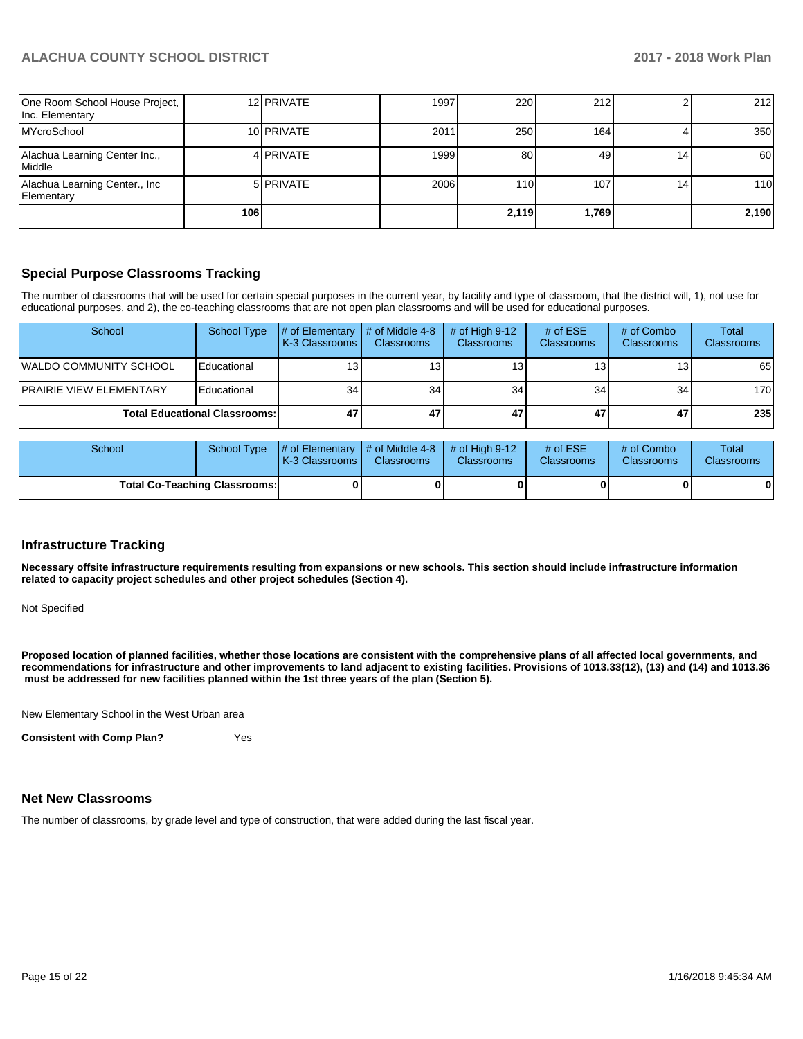| | | | | | | | |
|---|---|---|---|---|---|---|---|
| One Room School House Project, Inc. Elementary | 12 | PRIVATE | 1997 | 220 | 212 | 2 | 212 |
| MYcroSchool | 10 | PRIVATE | 2011 | 250 | 164 | 4 | 350 |
| Alachua Learning Center Inc., Middle | 4 | PRIVATE | 1999 | 80 | 49 | 14 | 60 |
| Alachua Learning Center., Inc Elementary | 5 | PRIVATE | 2006 | 110 | 107 | 14 | 110 |
| | **106** | | | **2,119** | **1,769** | | **2,190** |

## Special Purpose Classrooms Tracking

The number of classrooms that will be used for certain special purposes in the current year, by facility and type of classroom, that the district will, 1), not use for educational purposes, and 2), the co-teaching classrooms that are not open plan classrooms and will be used for educational purposes.

| School | School Type | # of Elementary K-3 Classrooms | # of Middle 4-8 Classrooms | # of High 9-12 Classrooms | # of ESE Classrooms | # of Combo Classrooms | Total Classrooms |
|---|---|---|---|---|---|---|---|
| WALDO COMMUNITY SCHOOL | Educational | 13 | 13 | 13 | 13 | 13 | 65 |
| PRAIRIE VIEW ELEMENTARY | Educational | 34 | 34 | 34 | 34 | 34 | 170 |
| **Total Educational Classrooms:** | | **47** | **47** | **47** | **47** | **47** | **235** |

| School | School Type | # of Elementary K-3 Classrooms | # of Middle 4-8 Classrooms | # of High 9-12 Classrooms | # of ESE Classrooms | # of Combo Classrooms | Total Classrooms |
|---|---|---|---|---|---|---|---|
| **Total Co-Teaching Classrooms:** | | **0** | **0** | **0** | **0** | **0** | **0** |

## Infrastructure Tracking

**Necessary offsite infrastructure requirements resulting from expansions or new schools. This section should include infrastructure information related to capacity project schedules and other project schedules (Section 4).**

Not Specified

**Proposed location of planned facilities, whether those locations are consistent with the comprehensive plans of all affected local governments, and recommendations for infrastructure and other improvements to land adjacent to existing facilities. Provisions of 1013.33(12), (13) and (14) and 1013.36 must be addressed for new facilities planned within the 1st three years of the plan (Section 5).**

New Elementary School in the West Urban area

**Consistent with Comp Plan?** Yes

## Net New Classrooms

The number of classrooms, by grade level and type of construction, that were added during the last fiscal year.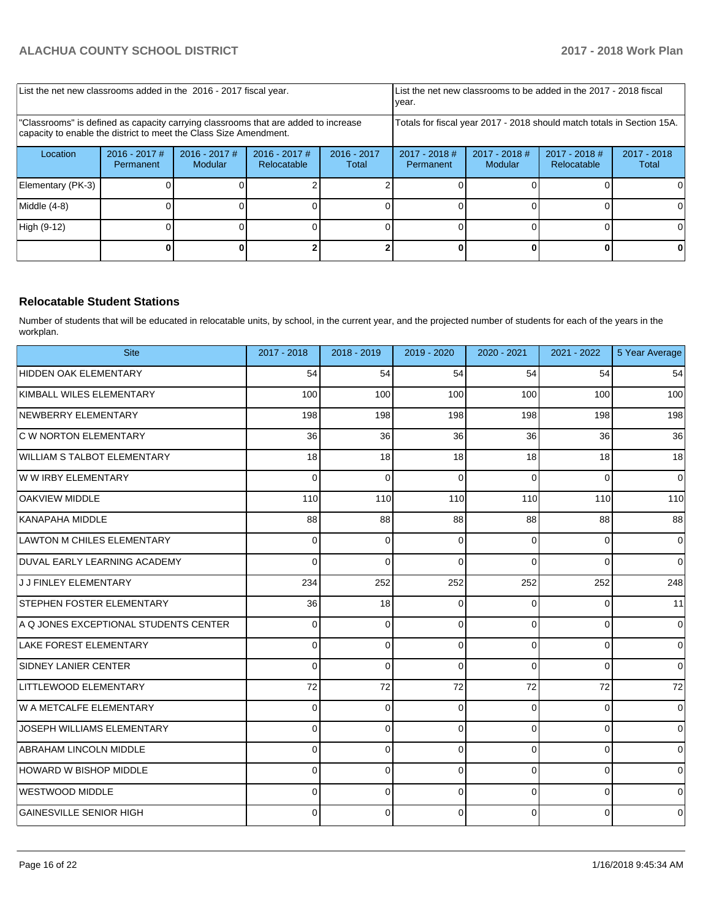| List the net new classrooms added in the 2016 - 2017 fiscal year. | | | | List the net new classrooms to be added in the 2017 - 2018 fiscal year. | | | |
|---|---|---|---|---|---|---|---|
| "Classrooms" is defined as capacity carrying classrooms that are added to increase capacity to enable the district to meet the Class Size Amendment. | | | | Totals for fiscal year 2017 - 2018 should match totals in Section 15A. | | | |
| Location | 2016 - 2017 # Permanent | 2016 - 2017 # Modular | 2016 - 2017 # Relocatable | 2016 - 2017 Total | 2017 - 2018 # Permanent | 2017 - 2018 # Modular | 2017 - 2018 # Relocatable | 2017 - 2018 Total |
| Elementary (PK-3) | 0 | 0 | 2 | 2 | 0 | 0 | 0 | 0 |
| Middle (4-8) | 0 | 0 | 0 | 0 | 0 | 0 | 0 | 0 |
| High (9-12) | 0 | 0 | 0 | 0 | 0 | 0 | 0 | 0 |
| | **0** | **0** | **2** | **2** | **0** | **0** | **0** | **0** |

## Relocatable Student Stations

Number of students that will be educated in relocatable units, by school, in the current year, and the projected number of students for each of the years in the workplan.

| Site | 2017 - 2018 | 2018 - 2019 | 2019 - 2020 | 2020 - 2021 | 2021 - 2022 | 5 Year Average |
|---|---|---|---|---|---|---|
| HIDDEN OAK ELEMENTARY | 54 | 54 | 54 | 54 | 54 | 54 |
| KIMBALL WILES ELEMENTARY | 100 | 100 | 100 | 100 | 100 | 100 |
| NEWBERRY ELEMENTARY | 198 | 198 | 198 | 198 | 198 | 198 |
| C W NORTON ELEMENTARY | 36 | 36 | 36 | 36 | 36 | 36 |
| WILLIAM S TALBOT ELEMENTARY | 18 | 18 | 18 | 18 | 18 | 18 |
| W W IRBY ELEMENTARY | 0 | 0 | 0 | 0 | 0 | 0 |
| OAKVIEW MIDDLE | 110 | 110 | 110 | 110 | 110 | 110 |
| KANAPAHA MIDDLE | 88 | 88 | 88 | 88 | 88 | 88 |
| LAWTON M CHILES ELEMENTARY | 0 | 0 | 0 | 0 | 0 | 0 |
| DUVAL EARLY LEARNING ACADEMY | 0 | 0 | 0 | 0 | 0 | 0 |
| J J FINLEY ELEMENTARY | 234 | 252 | 252 | 252 | 252 | 248 |
| STEPHEN FOSTER ELEMENTARY | 36 | 18 | 0 | 0 | 0 | 11 |
| A Q JONES EXCEPTIONAL STUDENTS CENTER | 0 | 0 | 0 | 0 | 0 | 0 |
| LAKE FOREST ELEMENTARY | 0 | 0 | 0 | 0 | 0 | 0 |
| SIDNEY LANIER CENTER | 0 | 0 | 0 | 0 | 0 | 0 |
| LITTLEWOOD ELEMENTARY | 72 | 72 | 72 | 72 | 72 | 72 |
| W A METCALFE ELEMENTARY | 0 | 0 | 0 | 0 | 0 | 0 |
| JOSEPH WILLIAMS ELEMENTARY | 0 | 0 | 0 | 0 | 0 | 0 |
| ABRAHAM LINCOLN MIDDLE | 0 | 0 | 0 | 0 | 0 | 0 |
| HOWARD W BISHOP MIDDLE | 0 | 0 | 0 | 0 | 0 | 0 |
| WESTWOOD MIDDLE | 0 | 0 | 0 | 0 | 0 | 0 |
| GAINESVILLE SENIOR HIGH | 0 | 0 | 0 | 0 | 0 | 0 |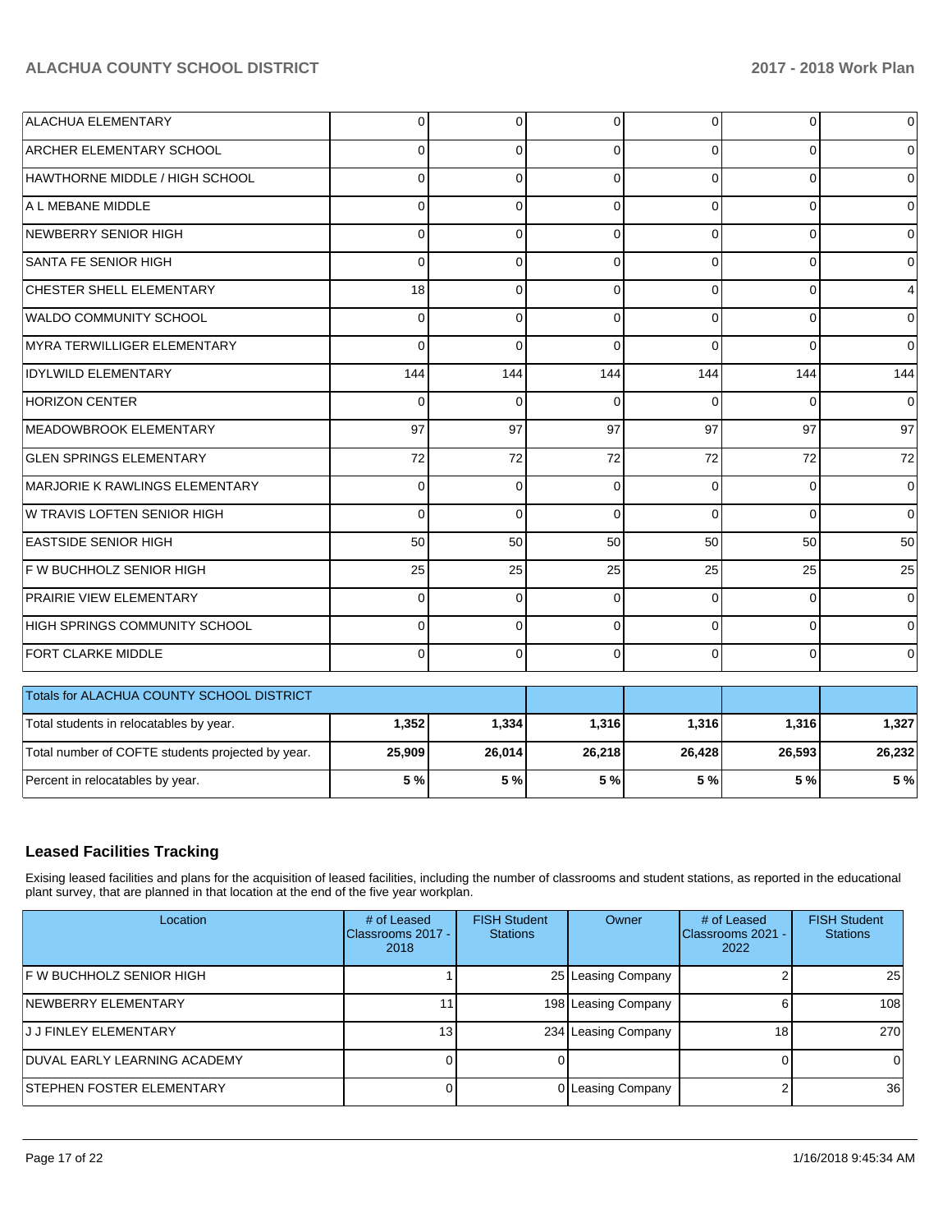| | | | | | | |
|---|---|---|---|---|---|---|
| ALACHUA ELEMENTARY | 0 | 0 | 0 | 0 | 0 | 0 |
| ARCHER ELEMENTARY SCHOOL | 0 | 0 | 0 | 0 | 0 | 0 |
| HAWTHORNE MIDDLE / HIGH SCHOOL | 0 | 0 | 0 | 0 | 0 | 0 |
| A L MEBANE MIDDLE | 0 | 0 | 0 | 0 | 0 | 0 |
| NEWBERRY SENIOR HIGH | 0 | 0 | 0 | 0 | 0 | 0 |
| SANTA FE SENIOR HIGH | 0 | 0 | 0 | 0 | 0 | 0 |
| CHESTER SHELL ELEMENTARY | 18 | 0 | 0 | 0 | 0 | 4 |
| WALDO COMMUNITY SCHOOL | 0 | 0 | 0 | 0 | 0 | 0 |
| MYRA TERWILLIGER ELEMENTARY | 0 | 0 | 0 | 0 | 0 | 0 |
| IDYLWILD ELEMENTARY | 144 | 144 | 144 | 144 | 144 | 144 |
| HORIZON CENTER | 0 | 0 | 0 | 0 | 0 | 0 |
| MEADOWBROOK ELEMENTARY | 97 | 97 | 97 | 97 | 97 | 97 |
| GLEN SPRINGS ELEMENTARY | 72 | 72 | 72 | 72 | 72 | 72 |
| MARJORIE K RAWLINGS ELEMENTARY | 0 | 0 | 0 | 0 | 0 | 0 |
| W TRAVIS LOFTEN SENIOR HIGH | 0 | 0 | 0 | 0 | 0 | 0 |
| EASTSIDE SENIOR HIGH | 50 | 50 | 50 | 50 | 50 | 50 |
| F W BUCHHOLZ SENIOR HIGH | 25 | 25 | 25 | 25 | 25 | 25 |
| PRAIRIE VIEW ELEMENTARY | 0 | 0 | 0 | 0 | 0 | 0 |
| HIGH SPRINGS COMMUNITY SCHOOL | 0 | 0 | 0 | 0 | 0 | 0 |
| FORT CLARKE MIDDLE | 0 | 0 | 0 | 0 | 0 | 0 |

| Totals for ALACHUA COUNTY SCHOOL DISTRICT | | | | | | |
|---|---|---|---|---|---|---|
| Total students in relocatables by year. | **1,352** | **1,334** | **1,316** | **1,316** | **1,316** | **1,327** |
| Total number of COFTE students projected by year. | **25,909** | **26,014** | **26,218** | **26,428** | **26,593** | **26,232** |
| Percent in relocatables by year. | **5 %** | **5 %** | **5 %** | **5 %** | **5 %** | **5 %** |

## Leased Facilities Tracking

Exising leased facilities and plans for the acquisition of leased facilities, including the number of classrooms and student stations, as reported in the educational plant survey, that are planned in that location at the end of the five year workplan.

| Location | # of Leased Classrooms 2017 - 2018 | FISH Student Stations | Owner | # of Leased Classrooms 2021 - 2022 | FISH Student Stations |
|---|---|---|---|---|---|
| F W BUCHHOLZ SENIOR HIGH | 1 | 25 | Leasing Company | 2 | 25 |
| NEWBERRY ELEMENTARY | 11 | 198 | Leasing Company | 6 | 108 |
| J J FINLEY ELEMENTARY | 13 | 234 | Leasing Company | 18 | 270 |
| DUVAL EARLY LEARNING ACADEMY | 0 | 0 | | 0 | 0 |
| STEPHEN FOSTER ELEMENTARY | 0 | 0 | Leasing Company | 2 | 36 |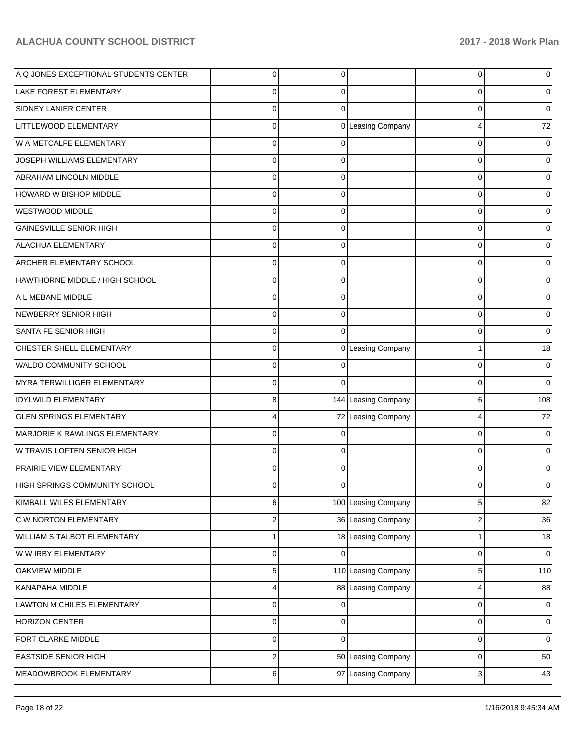| | | | | | |
|---|---|---|---|---|---|
| A Q JONES EXCEPTIONAL STUDENTS CENTER | 0 | 0 | | 0 | 0 |
| LAKE FOREST ELEMENTARY | 0 | 0 | | 0 | 0 |
| SIDNEY LANIER CENTER | 0 | 0 | | 0 | 0 |
| LITTLEWOOD ELEMENTARY | 0 | 0 | Leasing Company | 4 | 72 |
| W A METCALFE ELEMENTARY | 0 | 0 | | 0 | 0 |
| JOSEPH WILLIAMS ELEMENTARY | 0 | 0 | | 0 | 0 |
| ABRAHAM LINCOLN MIDDLE | 0 | 0 | | 0 | 0 |
| HOWARD W BISHOP MIDDLE | 0 | 0 | | 0 | 0 |
| WESTWOOD MIDDLE | 0 | 0 | | 0 | 0 |
| GAINESVILLE SENIOR HIGH | 0 | 0 | | 0 | 0 |
| ALACHUA ELEMENTARY | 0 | 0 | | 0 | 0 |
| ARCHER ELEMENTARY SCHOOL | 0 | 0 | | 0 | 0 |
| HAWTHORNE MIDDLE / HIGH SCHOOL | 0 | 0 | | 0 | 0 |
| A L MEBANE MIDDLE | 0 | 0 | | 0 | 0 |
| NEWBERRY SENIOR HIGH | 0 | 0 | | 0 | 0 |
| SANTA FE SENIOR HIGH | 0 | 0 | | 0 | 0 |
| CHESTER SHELL ELEMENTARY | 0 | 0 | Leasing Company | 1 | 18 |
| WALDO COMMUNITY SCHOOL | 0 | 0 | | 0 | 0 |
| MYRA TERWILLIGER ELEMENTARY | 0 | 0 | | 0 | 0 |
| IDYLWILD ELEMENTARY | 8 | 144 | Leasing Company | 6 | 108 |
| GLEN SPRINGS ELEMENTARY | 4 | 72 | Leasing Company | 4 | 72 |
| MARJORIE K RAWLINGS ELEMENTARY | 0 | 0 | | 0 | 0 |
| W TRAVIS LOFTEN SENIOR HIGH | 0 | 0 | | 0 | 0 |
| PRAIRIE VIEW ELEMENTARY | 0 | 0 | | 0 | 0 |
| HIGH SPRINGS COMMUNITY SCHOOL | 0 | 0 | | 0 | 0 |
| KIMBALL WILES ELEMENTARY | 6 | 100 | Leasing Company | 5 | 82 |
| C W NORTON ELEMENTARY | 2 | 36 | Leasing Company | 2 | 36 |
| WILLIAM S TALBOT ELEMENTARY | 1 | 18 | Leasing Company | 1 | 18 |
| W W IRBY ELEMENTARY | 0 | 0 | | 0 | 0 |
| OAKVIEW MIDDLE | 5 | 110 | Leasing Company | 5 | 110 |
| KANAPAHA MIDDLE | 4 | 88 | Leasing Company | 4 | 88 |
| LAWTON M CHILES ELEMENTARY | 0 | 0 | | 0 | 0 |
| HORIZON CENTER | 0 | 0 | | 0 | 0 |
| FORT CLARKE MIDDLE | 0 | 0 | | 0 | 0 |
| EASTSIDE SENIOR HIGH | 2 | 50 | Leasing Company | 0 | 50 |
| MEADOWBROOK ELEMENTARY | 6 | 97 | Leasing Company | 3 | 43 |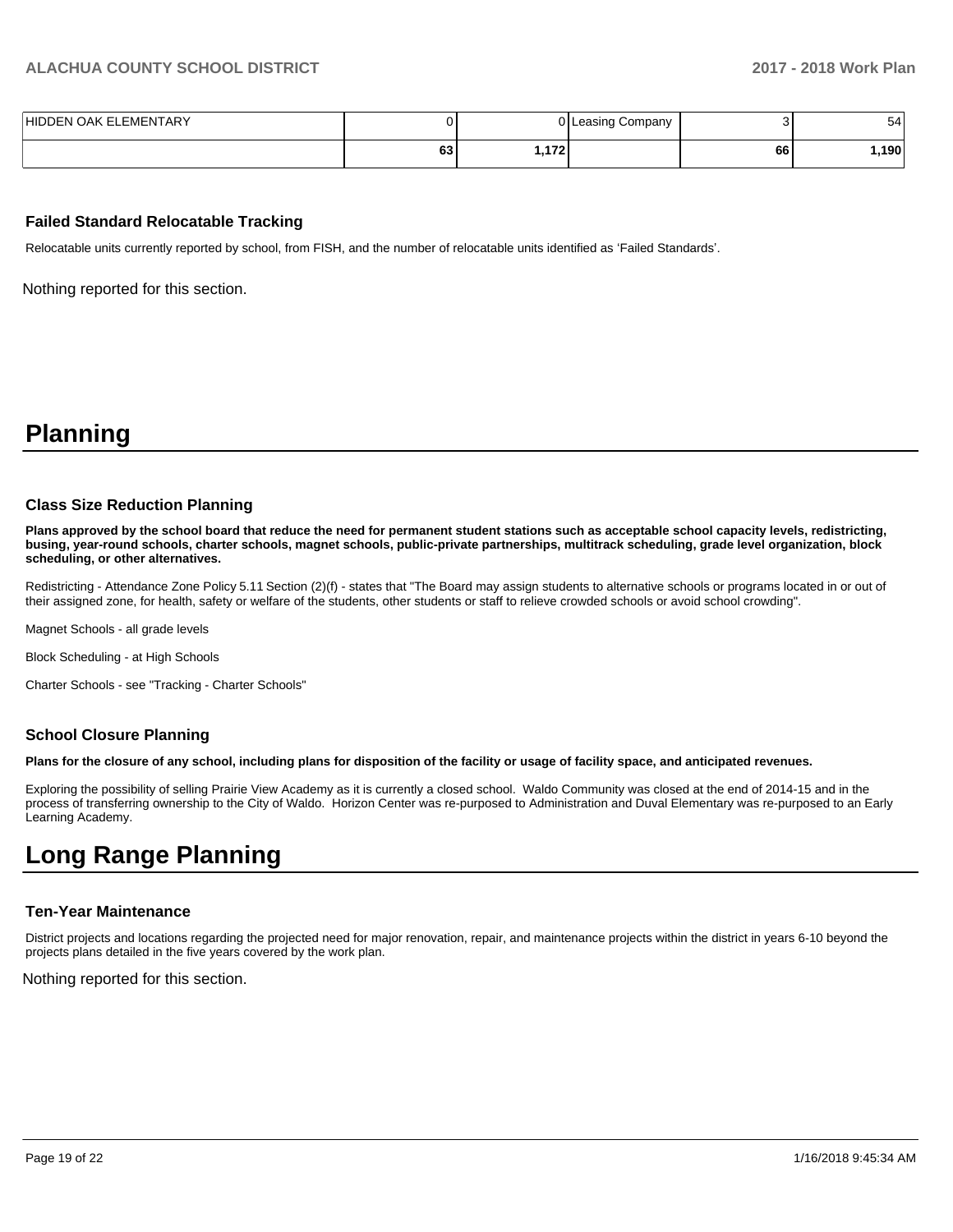| | | | | | |
|---|---|---|---|---|---|
| HIDDEN OAK ELEMENTARY | 0 | 0 | Leasing Company | 3 | 54 |
| | **63** | **1,172** | | **66** | **1,190** |

### Failed Standard Relocatable Tracking

Relocatable units currently reported by school, from FISH, and the number of relocatable units identified as 'Failed Standards'.

Nothing reported for this section.

# Planning

### Class Size Reduction Planning

**Plans approved by the school board that reduce the need for permanent student stations such as acceptable school capacity levels, redistricting, busing, year-round schools, charter schools, magnet schools, public-private partnerships, multitrack scheduling, grade level organization, block scheduling, or other alternatives.**

Redistricting - Attendance Zone Policy 5.11 Section (2)(f) - states that "The Board may assign students to alternative schools or programs located in or out of their assigned zone, for health, safety or welfare of the students, other students or staff to relieve crowded schools or avoid school crowding".

Magnet Schools - all grade levels

Block Scheduling - at High Schools

Charter Schools - see "Tracking - Charter Schools"

### School Closure Planning

**Plans for the closure of any school, including plans for disposition of the facility or usage of facility space, and anticipated revenues.**

Exploring the possibility of selling Prairie View Academy as it is currently a closed school. Waldo Community was closed at the end of 2014-15 and in the process of transferring ownership to the City of Waldo. Horizon Center was re-purposed to Administration and Duval Elementary was re-purposed to an Early Learning Academy.

# Long Range Planning

### Ten-Year Maintenance

District projects and locations regarding the projected need for major renovation, repair, and maintenance projects within the district in years 6-10 beyond the projects plans detailed in the five years covered by the work plan.

Nothing reported for this section.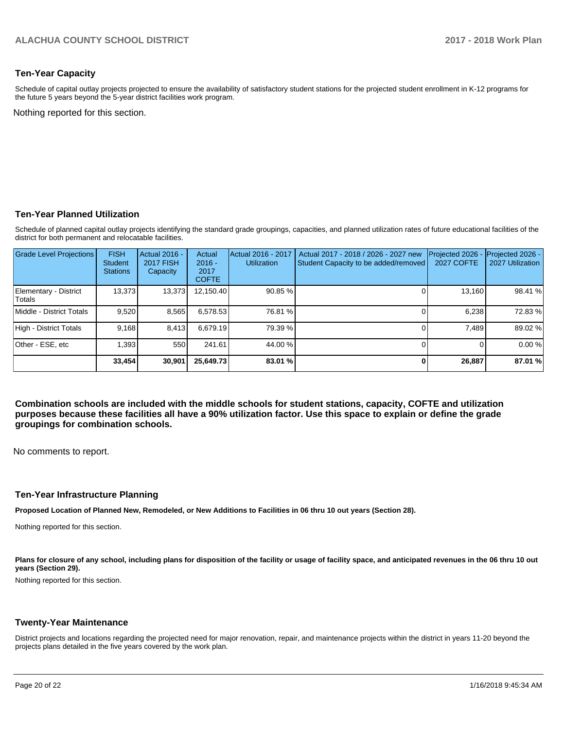## Ten-Year Capacity

Schedule of capital outlay projects projected to ensure the availability of satisfactory student stations for the projected student enrollment in K-12 programs for the future 5 years beyond the 5-year district facilities work program.

Nothing reported for this section.

## Ten-Year Planned Utilization

Schedule of planned capital outlay projects identifying the standard grade groupings, capacities, and planned utilization rates of future educational facilities of the district for both permanent and relocatable facilities.

| Grade Level Projections | FISH Student Stations | Actual 2016 - 2017 FISH Capacity | Actual 2016 - 2017 COFTE | Actual 2016 - 2017 Utilization | Actual 2017 - 2018 / 2026 - 2027 new Student Capacity to be added/removed | Projected 2026 - 2027 COFTE | Projected 2026 - 2027 Utilization |
|---|---|---|---|---|---|---|---|
| Elementary - District Totals | 13,373 | 13,373 | 12,150.40 | 90.85 % | 0 | 13,160 | 98.41 % |
| Middle - District Totals | 9,520 | 8,565 | 6,578.53 | 76.81 % | 0 | 6,238 | 72.83 % |
| High - District Totals | 9,168 | 8,413 | 6,679.19 | 79.39 % | 0 | 7,489 | 89.02 % |
| Other - ESE, etc | 1,393 | 550 | 241.61 | 44.00 % | 0 | 0 | 0.00 % |
| | **33,454** | **30,901** | **25,649.73** | **83.01 %** | **0** | **26,887** | **87.01 %** |

**Combination schools are included with the middle schools for student stations, capacity, COFTE and utilization purposes because these facilities all have a 90% utilization factor. Use this space to explain or define the grade groupings for combination schools.**

No comments to report.

## Ten-Year Infrastructure Planning

**Proposed Location of Planned New, Remodeled, or New Additions to Facilities in 06 thru 10 out years (Section 28).**

Nothing reported for this section.

**Plans for closure of any school, including plans for disposition of the facility or usage of facility space, and anticipated revenues in the 06 thru 10 out years (Section 29).**

Nothing reported for this section.

## Twenty-Year Maintenance

District projects and locations regarding the projected need for major renovation, repair, and maintenance projects within the district in years 11-20 beyond the projects plans detailed in the five years covered by the work plan.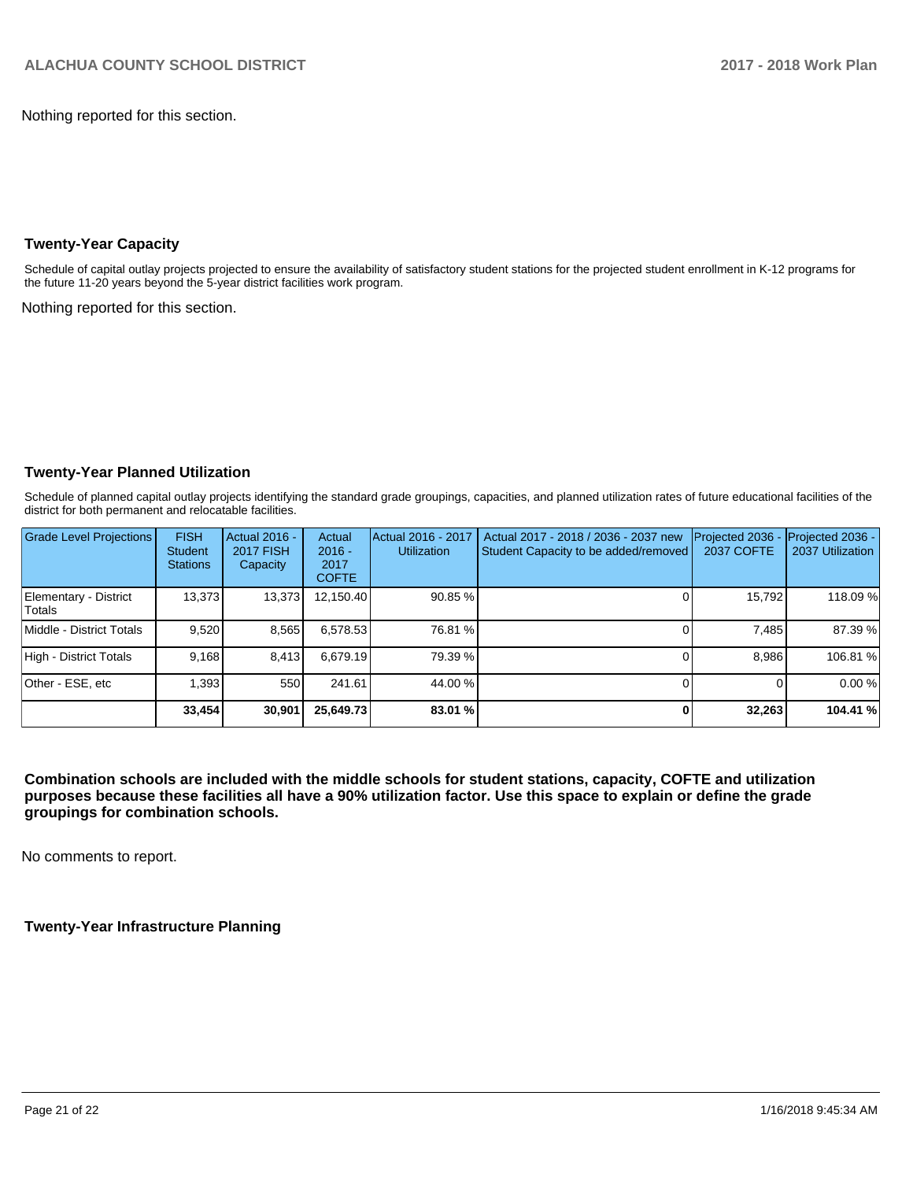Nothing reported for this section.

## Twenty-Year Capacity

Schedule of capital outlay projects projected to ensure the availability of satisfactory student stations for the projected student enrollment in K-12 programs for the future 11-20 years beyond the 5-year district facilities work program.

Nothing reported for this section.

## Twenty-Year Planned Utilization

Schedule of planned capital outlay projects identifying the standard grade groupings, capacities, and planned utilization rates of future educational facilities of the district for both permanent and relocatable facilities.

| Grade Level Projections | FISH Student Stations | Actual 2016 - 2017 FISH Capacity | Actual 2016 - 2017 COFTE | Actual 2016 - 2017 Utilization | Actual 2017 - 2018 / 2036 - 2037 new Student Capacity to be added/removed | Projected 2036 - 2037 COFTE | Projected 2036 - 2037 Utilization |
|---|---|---|---|---|---|---|---|
| Elementary - District Totals | 13,373 | 13,373 | 12,150.40 | 90.85 % | 0 | 15,792 | 118.09 % |
| Middle - District Totals | 9,520 | 8,565 | 6,578.53 | 76.81 % | 0 | 7,485 | 87.39 % |
| High - District Totals | 9,168 | 8,413 | 6,679.19 | 79.39 % | 0 | 8,986 | 106.81 % |
| Other - ESE, etc | 1,393 | 550 | 241.61 | 44.00 % | 0 | 0 | 0.00 % |
| | **33,454** | **30,901** | **25,649.73** | **83.01 %** | **0** | **32,263** | **104.41 %** |

**Combination schools are included with the middle schools for student stations, capacity, COFTE and utilization purposes because these facilities all have a 90% utilization factor. Use this space to explain or define the grade groupings for combination schools.**

No comments to report.

## Twenty-Year Infrastructure Planning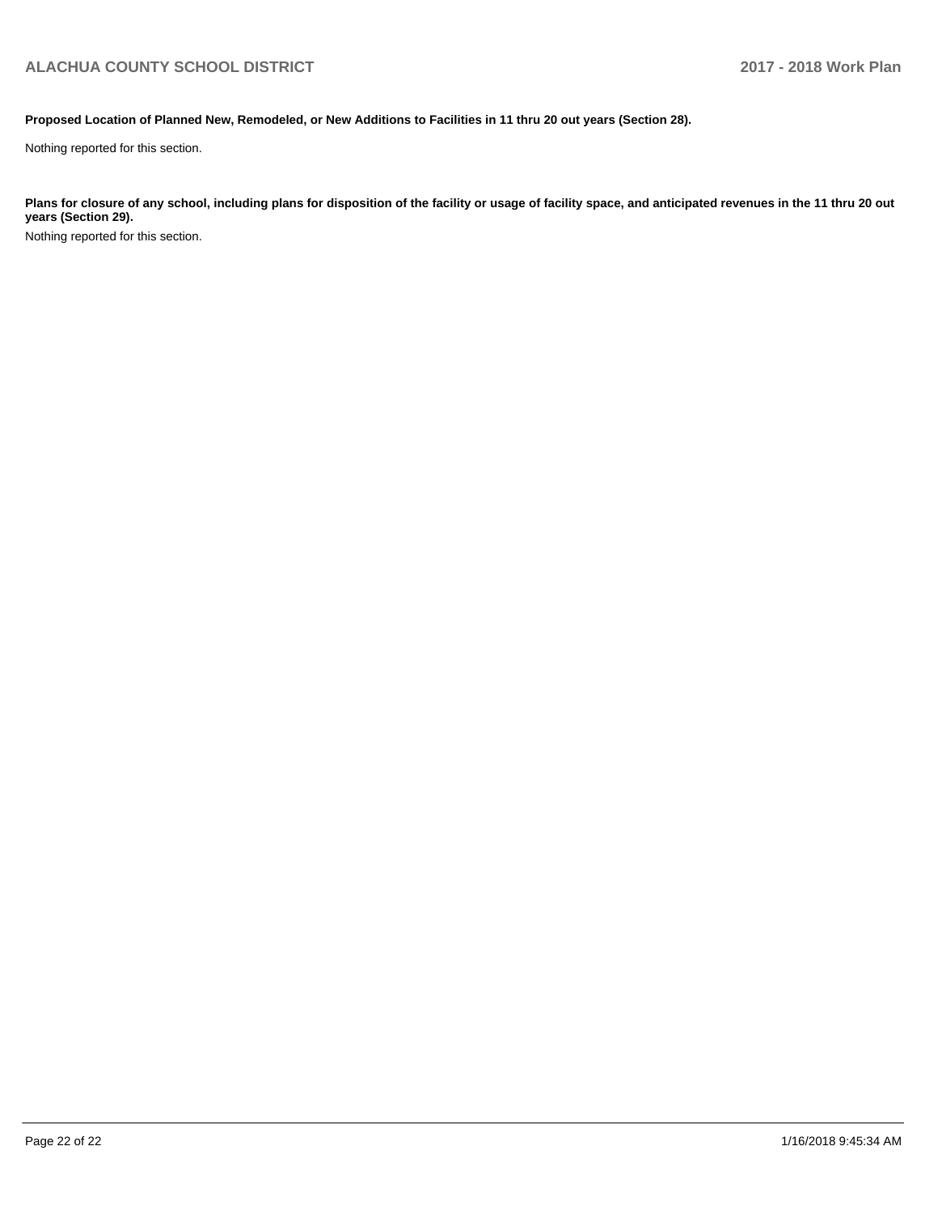**Proposed Location of Planned New, Remodeled, or New Additions to Facilities in 11 thru 20 out years (Section 28).**

Nothing reported for this section.

**Plans for closure of any school, including plans for disposition of the facility or usage of facility space, and anticipated revenues in the 11 thru 20 out years (Section 29).**

Nothing reported for this section.